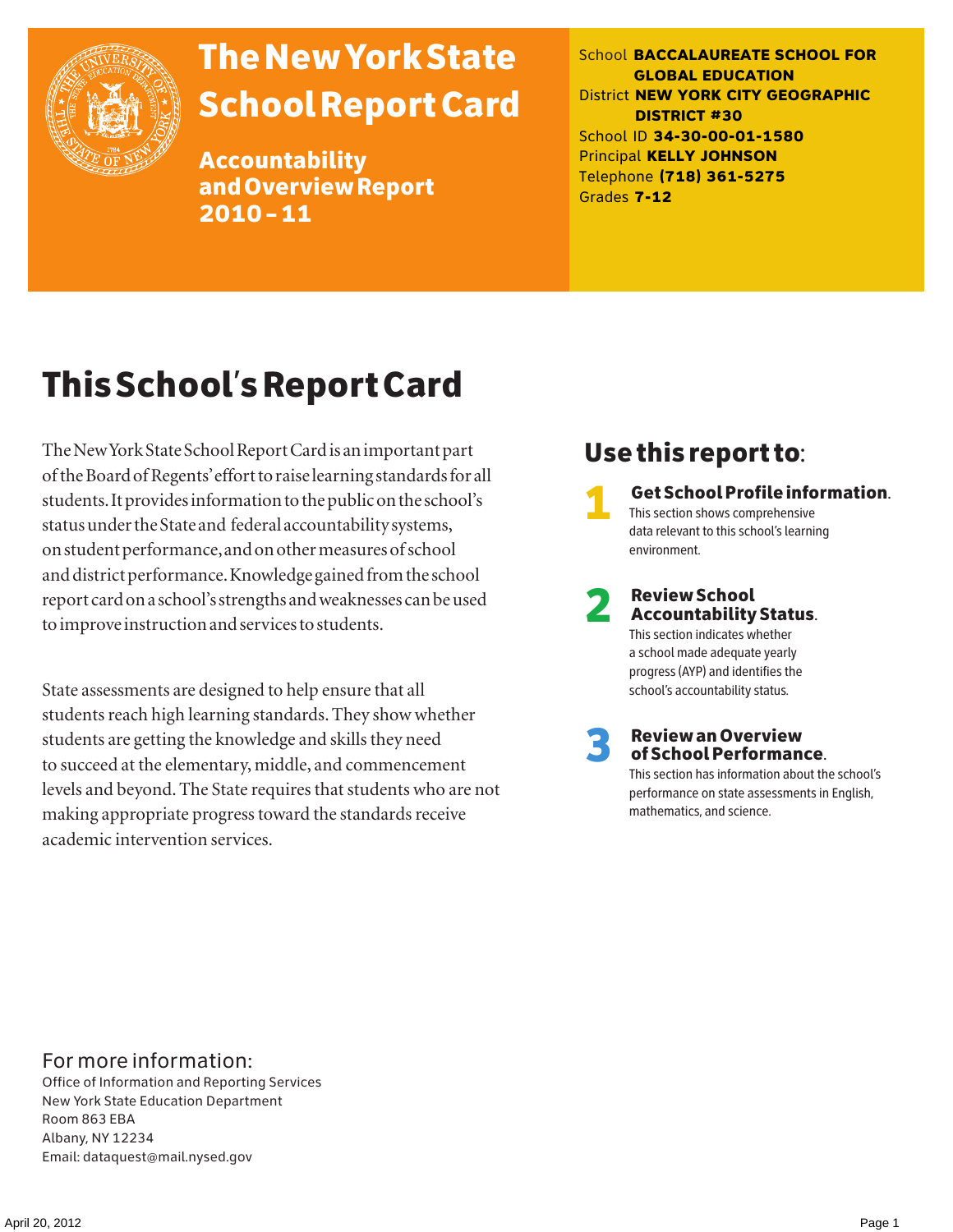# The New York State School Report Card

## Accountability and Overview Report 2010 – 11

School **BACCALAUREATE SCHOOL FOR GLOBAL EDUCATION**
District **NEW YORK CITY GEOGRAPHIC DISTRICT #30**
School ID **34-30-00-01-1580**
Principal **KELLY JOHNSON**
Telephone **(718) 361-5275**
Grades **7-12**

# This School's Report Card

The New York State School Report Card is an important part of the Board of Regents' effort to raise learning standards for all students. It provides information to the public on the school's status under the State and federal accountability systems, on student performance, and on other measures of school and district performance. Knowledge gained from the school report card on a school's strengths and weaknesses can be used to improve instruction and services to students.

State assessments are designed to help ensure that all students reach high learning standards. They show whether students are getting the knowledge and skills they need to succeed at the elementary, middle, and commencement levels and beyond. The State requires that students who are not making appropriate progress toward the standards receive academic intervention services.

## Use this report to:

1. **Get School Profile information.** This section shows comprehensive data relevant to this school's learning environment.
2. **Review School Accountability Status.** This section indicates whether a school made adequate yearly progress (AYP) and identifies the school's accountability status.
3. **Review an Overview of School Performance.** This section has information about the school's performance on state assessments in English, mathematics, and science.

For more information:
Office of Information and Reporting Services
New York State Education Department
Room 863 EBA
Albany, NY 12234
Email: dataquest@mail.nysed.gov

April 20, 2012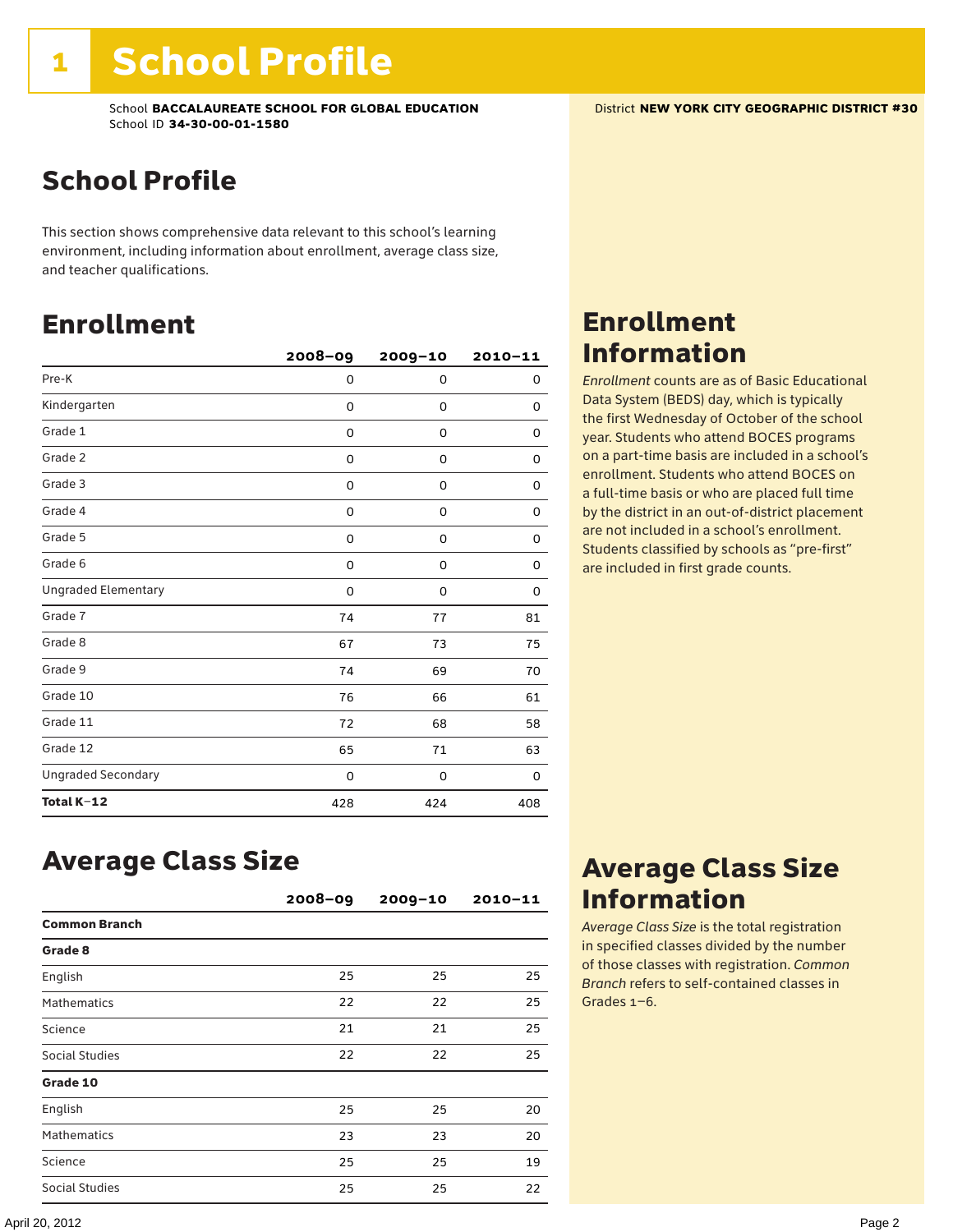# 1 School Profile

School **BACCALAUREATE SCHOOL FOR GLOBAL EDUCATION**
School ID **34-30-00-01-1580**

District **NEW YORK CITY GEOGRAPHIC DISTRICT #30**

## School Profile

This section shows comprehensive data relevant to this school's learning environment, including information about enrollment, average class size, and teacher qualifications.

## Enrollment

| | 2008–09 | 2009–10 | 2010–11 |
|---|---|---|---|
| Pre-K | 0 | 0 | 0 |
| Kindergarten | 0 | 0 | 0 |
| Grade 1 | 0 | 0 | 0 |
| Grade 2 | 0 | 0 | 0 |
| Grade 3 | 0 | 0 | 0 |
| Grade 4 | 0 | 0 | 0 |
| Grade 5 | 0 | 0 | 0 |
| Grade 6 | 0 | 0 | 0 |
| Ungraded Elementary | 0 | 0 | 0 |
| Grade 7 | 74 | 77 | 81 |
| Grade 8 | 67 | 73 | 75 |
| Grade 9 | 74 | 69 | 70 |
| Grade 10 | 76 | 66 | 61 |
| Grade 11 | 72 | 68 | 58 |
| Grade 12 | 65 | 71 | 63 |
| Ungraded Secondary | 0 | 0 | 0 |
| **Total K–12** | 428 | 424 | 408 |

## Enrollment Information

*Enrollment* counts are as of Basic Educational Data System (BEDS) day, which is typically the first Wednesday of October of the school year. Students who attend BOCES programs on a part-time basis are included in a school's enrollment. Students who attend BOCES on a full-time basis or who are placed full time by the district in an out-of-district placement are not included in a school's enrollment. Students classified by schools as "pre-first" are included in first grade counts.

## Average Class Size

| | 2008–09 | 2009–10 | 2010–11 |
|---|---|---|---|
| **Common Branch** | | | |
| **Grade 8** | | | |
| English | 25 | 25 | 25 |
| Mathematics | 22 | 22 | 25 |
| Science | 21 | 21 | 25 |
| Social Studies | 22 | 22 | 25 |
| **Grade 10** | | | |
| English | 25 | 25 | 20 |
| Mathematics | 23 | 23 | 20 |
| Science | 25 | 25 | 19 |
| Social Studies | 25 | 25 | 22 |

## Average Class Size Information

*Average Class Size* is the total registration in specified classes divided by the number of those classes with registration. *Common Branch* refers to self-contained classes in Grades 1–6.

April 20, 2012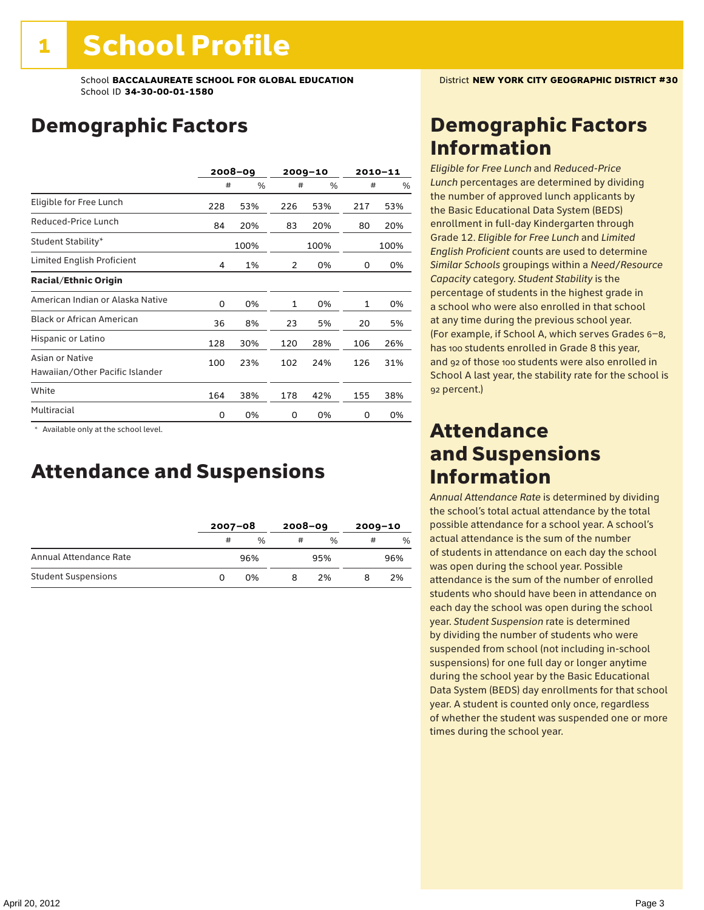# 1 School Profile

School **BACCALAUREATE SCHOOL FOR GLOBAL EDUCATION**
School ID **34-30-00-01-1580**

District **NEW YORK CITY GEOGRAPHIC DISTRICT #30**

## Demographic Factors

| | 2008–09 | | 2009–10 | | 2010–11 | |
|---|---|---|---|---|---|---|
| | # | % | # | % | # | % |
| Eligible for Free Lunch | 228 | 53% | 226 | 53% | 217 | 53% |
| Reduced-Price Lunch | 84 | 20% | 83 | 20% | 80 | 20% |
| Student Stability* | | 100% | | 100% | | 100% |
| Limited English Proficient | 4 | 1% | 2 | 0% | 0 | 0% |
| **Racial/Ethnic Origin** | | | | | | |
| American Indian or Alaska Native | 0 | 0% | 1 | 0% | 1 | 0% |
| Black or African American | 36 | 8% | 23 | 5% | 20 | 5% |
| Hispanic or Latino | 128 | 30% | 120 | 28% | 106 | 26% |
| Asian or Native Hawaiian/Other Pacific Islander | 100 | 23% | 102 | 24% | 126 | 31% |
| White | 164 | 38% | 178 | 42% | 155 | 38% |
| Multiracial | 0 | 0% | 0 | 0% | 0 | 0% |

\* Available only at the school level.

## Attendance and Suspensions

| | 2007–08 | | 2008–09 | | 2009–10 | |
|---|---|---|---|---|---|---|
| | # | % | # | % | # | % |
| Annual Attendance Rate | | 96% | | 95% | | 96% |
| Student Suspensions | 0 | 0% | 8 | 2% | 8 | 2% |

## Demographic Factors Information

*Eligible for Free Lunch* and *Reduced-Price Lunch* percentages are determined by dividing the number of approved lunch applicants by the Basic Educational Data System (BEDS) enrollment in full-day Kindergarten through Grade 12. *Eligible for Free Lunch* and *Limited English Proficient* counts are used to determine *Similar Schools* groupings within a *Need/Resource Capacity* category. *Student Stability* is the percentage of students in the highest grade in a school who were also enrolled in that school at any time during the previous school year. (For example, if School A, which serves Grades 6–8, has 100 students enrolled in Grade 8 this year, and 92 of those 100 students were also enrolled in School A last year, the stability rate for the school is 92 percent.)

## Attendance and Suspensions Information

*Annual Attendance Rate* is determined by dividing the school's total actual attendance by the total possible attendance for a school year. A school's actual attendance is the sum of the number of students in attendance on each day the school was open during the school year. Possible attendance is the sum of the number of enrolled students who should have been in attendance on each day the school was open during the school year. *Student Suspension* rate is determined by dividing the number of students who were suspended from school (not including in-school suspensions) for one full day or longer anytime during the school year by the Basic Educational Data System (BEDS) day enrollments for that school year. A student is counted only once, regardless of whether the student was suspended one or more times during the school year.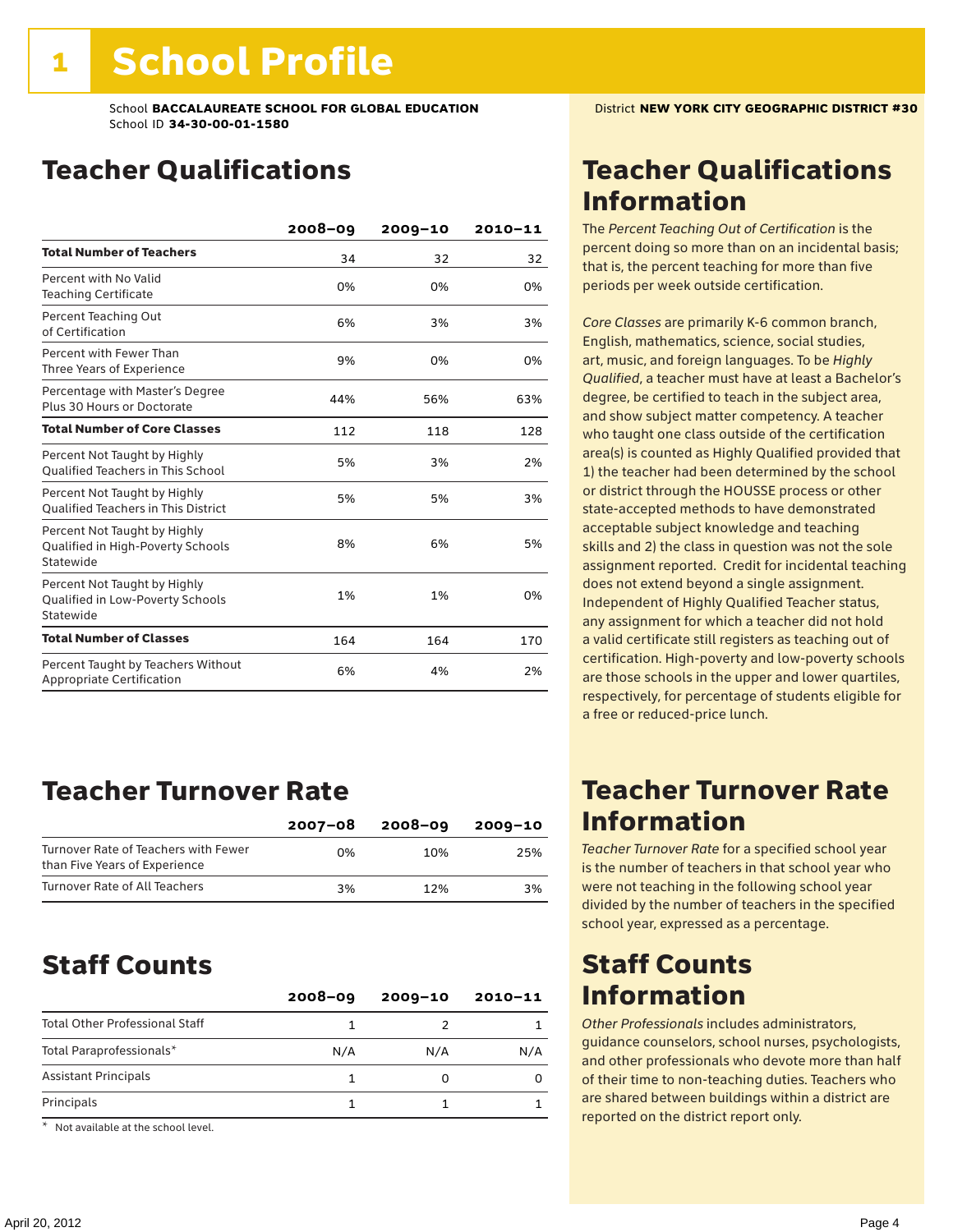# 1 School Profile

School **BACCALAUREATE SCHOOL FOR GLOBAL EDUCATION**
School ID **34-30-00-01-1580**

District **NEW YORK CITY GEOGRAPHIC DISTRICT #30**

## Teacher Qualifications

| | 2008–09 | 2009–10 | 2010–11 |
|---|---|---|---|
| **Total Number of Teachers** | 34 | 32 | 32 |
| Percent with No Valid Teaching Certificate | 0% | 0% | 0% |
| Percent Teaching Out of Certification | 6% | 3% | 3% |
| Percent with Fewer Than Three Years of Experience | 9% | 0% | 0% |
| Percentage with Master's Degree Plus 30 Hours or Doctorate | 44% | 56% | 63% |
| **Total Number of Core Classes** | 112 | 118 | 128 |
| Percent Not Taught by Highly Qualified Teachers in This School | 5% | 3% | 2% |
| Percent Not Taught by Highly Qualified Teachers in This District | 5% | 5% | 3% |
| Percent Not Taught by Highly Qualified in High-Poverty Schools Statewide | 8% | 6% | 5% |
| Percent Not Taught by Highly Qualified in Low-Poverty Schools Statewide | 1% | 1% | 0% |
| **Total Number of Classes** | 164 | 164 | 170 |
| Percent Taught by Teachers Without Appropriate Certification | 6% | 4% | 2% |

## Teacher Qualifications Information

The *Percent Teaching Out of Certification* is the percent doing so more than on an incidental basis; that is, the percent teaching for more than five periods per week outside certification.

*Core Classes* are primarily K-6 common branch, English, mathematics, science, social studies, art, music, and foreign languages. To be *Highly Qualified*, a teacher must have at least a Bachelor's degree, be certified to teach in the subject area, and show subject matter competency. A teacher who taught one class outside of the certification area(s) is counted as Highly Qualified provided that 1) the teacher had been determined by the school or district through the HOUSSE process or other state-accepted methods to have demonstrated acceptable subject knowledge and teaching skills and 2) the class in question was not the sole assignment reported. Credit for incidental teaching does not extend beyond a single assignment. Independent of Highly Qualified Teacher status, any assignment for which a teacher did not hold a valid certificate still registers as teaching out of certification. High-poverty and low-poverty schools are those schools in the upper and lower quartiles, respectively, for percentage of students eligible for a free or reduced-price lunch.

## Teacher Turnover Rate

| | 2007–08 | 2008–09 | 2009–10 |
|---|---|---|---|
| Turnover Rate of Teachers with Fewer than Five Years of Experience | 0% | 10% | 25% |
| Turnover Rate of All Teachers | 3% | 12% | 3% |

## Teacher Turnover Rate Information

*Teacher Turnover Rate* for a specified school year is the number of teachers in that school year who were not teaching in the following school year divided by the number of teachers in the specified school year, expressed as a percentage.

## Staff Counts

| | 2008–09 | 2009–10 | 2010–11 |
|---|---|---|---|
| Total Other Professional Staff | 1 | 2 | 1 |
| Total Paraprofessionals* | N/A | N/A | N/A |
| Assistant Principals | 1 | 0 | 0 |
| Principals | 1 | 1 | 1 |

\* Not available at the school level.

## Staff Counts Information

*Other Professionals* includes administrators, guidance counselors, school nurses, psychologists, and other professionals who devote more than half of their time to non-teaching duties. Teachers who are shared between buildings within a district are reported on the district report only.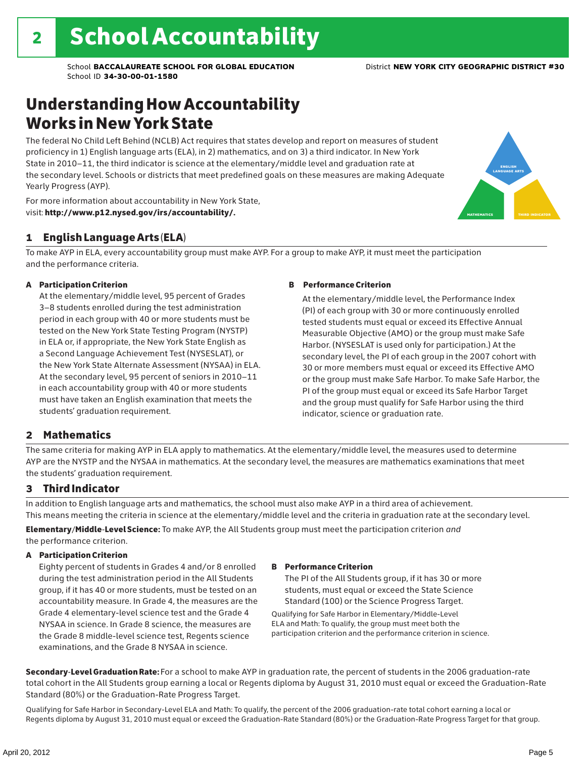# 2 School Accountability

School **BACCALAUREATE SCHOOL FOR GLOBAL EDUCATION** District **NEW YORK CITY GEOGRAPHIC DISTRICT #30**
School ID **34-30-00-01-1580**

## Understanding How Accountability Works in New York State

The federal No Child Left Behind (NCLB) Act requires that states develop and report on measures of student proficiency in 1) English language arts (ELA), in 2) mathematics, and on 3) a third indicator. In New York State in 2010–11, the third indicator is science at the elementary/middle level and graduation rate at the secondary level. Schools or districts that meet predefined goals on these measures are making Adequate Yearly Progress (AYP).

For more information about accountability in New York State, visit: **http://www.p12.nysed.gov/irs/accountability/.**

ENGLISH LANGUAGE ARTS

MATHEMATICS

THIRD INDICATOR

### 1 English Language Arts (ELA)

To make AYP in ELA, every accountability group must make AYP. For a group to make AYP, it must meet the participation and the performance criteria.

**A Participation Criterion**

At the elementary/middle level, 95 percent of Grades 3–8 students enrolled during the test administration period in each group with 40 or more students must be tested on the New York State Testing Program (NYSTP) in ELA or, if appropriate, the New York State English as a Second Language Achievement Test (NYSESLAT), or the New York State Alternate Assessment (NYSAA) in ELA. At the secondary level, 95 percent of seniors in 2010–11 in each accountability group with 40 or more students must have taken an English examination that meets the students' graduation requirement.

**B Performance Criterion**

At the elementary/middle level, the Performance Index (PI) of each group with 30 or more continuously enrolled tested students must equal or exceed its Effective Annual Measurable Objective (AMO) or the group must make Safe Harbor. (NYSESLAT is used only for participation.) At the secondary level, the PI of each group in the 2007 cohort with 30 or more members must equal or exceed its Effective AMO or the group must make Safe Harbor. To make Safe Harbor, the PI of the group must equal or exceed its Safe Harbor Target and the group must qualify for Safe Harbor using the third indicator, science or graduation rate.

### 2 Mathematics

The same criteria for making AYP in ELA apply to mathematics. At the elementary/middle level, the measures used to determine AYP are the NYSTP and the NYSAA in mathematics. At the secondary level, the measures are mathematics examinations that meet the students' graduation requirement.

### 3 Third Indicator

In addition to English language arts and mathematics, the school must also make AYP in a third area of achievement. This means meeting the criteria in science at the elementary/middle level and the criteria in graduation rate at the secondary level.

**Elementary/Middle-Level Science:** To make AYP, the All Students group must meet the participation criterion *and* the performance criterion.

**A Participation Criterion**

Eighty percent of students in Grades 4 and/or 8 enrolled during the test administration period in the All Students group, if it has 40 or more students, must be tested on an accountability measure. In Grade 4, the measures are the Grade 4 elementary-level science test and the Grade 4 NYSAA in science. In Grade 8 science, the measures are the Grade 8 middle-level science test, Regents science examinations, and the Grade 8 NYSAA in science.

**B Performance Criterion**

The PI of the All Students group, if it has 30 or more students, must equal or exceed the State Science Standard (100) or the Science Progress Target.

Qualifying for Safe Harbor in Elementary/Middle-Level ELA and Math: To qualify, the group must meet both the participation criterion and the performance criterion in science.

**Secondary-Level Graduation Rate:** For a school to make AYP in graduation rate, the percent of students in the 2006 graduation-rate total cohort in the All Students group earning a local or Regents diploma by August 31, 2010 must equal or exceed the Graduation-Rate Standard (80%) or the Graduation-Rate Progress Target.

Qualifying for Safe Harbor in Secondary-Level ELA and Math: To qualify, the percent of the 2006 graduation-rate total cohort earning a local or Regents diploma by August 31, 2010 must equal or exceed the Graduation-Rate Standard (80%) or the Graduation-Rate Progress Target for that group.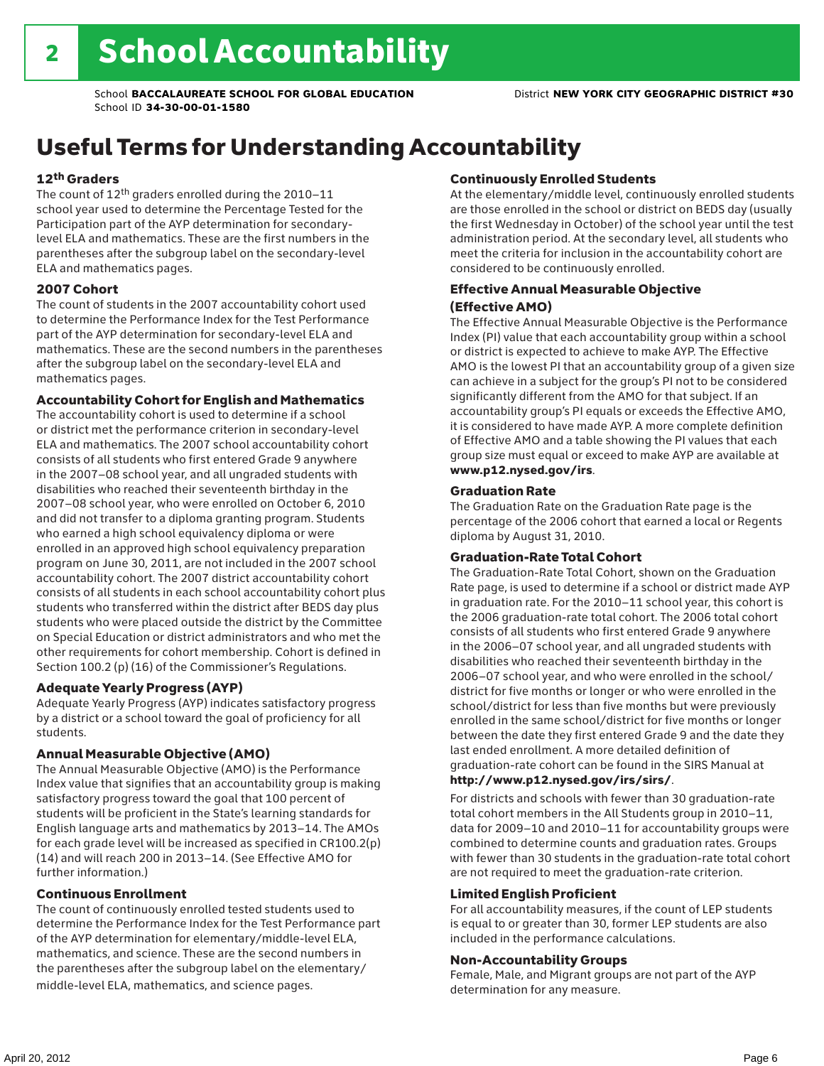# 2 School Accountability

School **BACCALAUREATE SCHOOL FOR GLOBAL EDUCATION** District **NEW YORK CITY GEOGRAPHIC DISTRICT #30**
School ID **34-30-00-01-1580**

## Useful Terms for Understanding Accountability

### 12th Graders

The count of 12th graders enrolled during the 2010–11 school year used to determine the Percentage Tested for the Participation part of the AYP determination for secondary-level ELA and mathematics. These are the first numbers in the parentheses after the subgroup label on the secondary-level ELA and mathematics pages.

### 2007 Cohort

The count of students in the 2007 accountability cohort used to determine the Performance Index for the Test Performance part of the AYP determination for secondary-level ELA and mathematics. These are the second numbers in the parentheses after the subgroup label on the secondary-level ELA and mathematics pages.

### Accountability Cohort for English and Mathematics

The accountability cohort is used to determine if a school or district met the performance criterion in secondary-level ELA and mathematics. The 2007 school accountability cohort consists of all students who first entered Grade 9 anywhere in the 2007–08 school year, and all ungraded students with disabilities who reached their seventeenth birthday in the 2007–08 school year, who were enrolled on October 6, 2010 and did not transfer to a diploma granting program. Students who earned a high school equivalency diploma or were enrolled in an approved high school equivalency preparation program on June 30, 2011, are not included in the 2007 school accountability cohort. The 2007 district accountability cohort consists of all students in each school accountability cohort plus students who transferred within the district after BEDS day plus students who were placed outside the district by the Committee on Special Education or district administrators and who met the other requirements for cohort membership. Cohort is defined in Section 100.2 (p) (16) of the Commissioner's Regulations.

### Adequate Yearly Progress (AYP)

Adequate Yearly Progress (AYP) indicates satisfactory progress by a district or a school toward the goal of proficiency for all students.

### Annual Measurable Objective (AMO)

The Annual Measurable Objective (AMO) is the Performance Index value that signifies that an accountability group is making satisfactory progress toward the goal that 100 percent of students will be proficient in the State's learning standards for English language arts and mathematics by 2013–14. The AMOs for each grade level will be increased as specified in CR100.2(p)(14) and will reach 200 in 2013–14. (See Effective AMO for further information.)

### Continuous Enrollment

The count of continuously enrolled tested students used to determine the Performance Index for the Test Performance part of the AYP determination for elementary/middle-level ELA, mathematics, and science. These are the second numbers in the parentheses after the subgroup label on the elementary/middle-level ELA, mathematics, and science pages.

### Continuously Enrolled Students

At the elementary/middle level, continuously enrolled students are those enrolled in the school or district on BEDS day (usually the first Wednesday in October) of the school year until the test administration period. At the secondary level, all students who meet the criteria for inclusion in the accountability cohort are considered to be continuously enrolled.

### Effective Annual Measurable Objective (Effective AMO)

The Effective Annual Measurable Objective is the Performance Index (PI) value that each accountability group within a school or district is expected to achieve to make AYP. The Effective AMO is the lowest PI that an accountability group of a given size can achieve in a subject for the group's PI not to be considered significantly different from the AMO for that subject. If an accountability group's PI equals or exceeds the Effective AMO, it is considered to have made AYP. A more complete definition of Effective AMO and a table showing the PI values that each group size must equal or exceed to make AYP are available at **www.p12.nysed.gov/irs**.

### Graduation Rate

The Graduation Rate on the Graduation Rate page is the percentage of the 2006 cohort that earned a local or Regents diploma by August 31, 2010.

### Graduation-Rate Total Cohort

The Graduation-Rate Total Cohort, shown on the Graduation Rate page, is used to determine if a school or district made AYP in graduation rate. For the 2010–11 school year, this cohort is the 2006 graduation-rate total cohort. The 2006 total cohort consists of all students who first entered Grade 9 anywhere in the 2006–07 school year, and all ungraded students with disabilities who reached their seventeenth birthday in the 2006–07 school year, and who were enrolled in the school/district for five months or longer or who were enrolled in the school/district for less than five months but were previously enrolled in the same school/district for five months or longer between the date they first entered Grade 9 and the date they last ended enrollment. A more detailed definition of graduation-rate cohort can be found in the SIRS Manual at **http://www.p12.nysed.gov/irs/sirs/**.

For districts and schools with fewer than 30 graduation-rate total cohort members in the All Students group in 2010–11, data for 2009–10 and 2010–11 for accountability groups were combined to determine counts and graduation rates. Groups with fewer than 30 students in the graduation-rate total cohort are not required to meet the graduation-rate criterion.

### Limited English Proficient

For all accountability measures, if the count of LEP students is equal to or greater than 30, former LEP students are also included in the performance calculations.

### Non-Accountability Groups

Female, Male, and Migrant groups are not part of the AYP determination for any measure.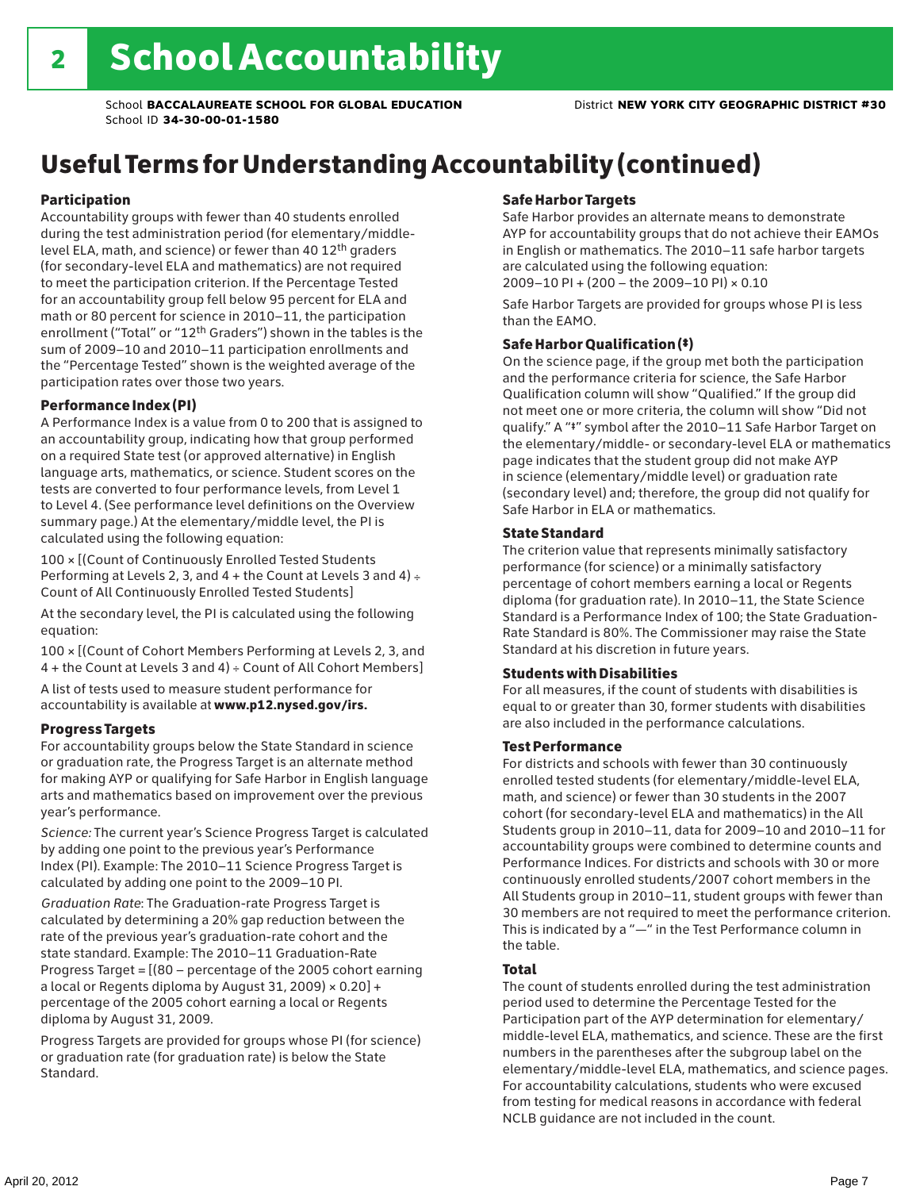# 2 School Accountability

School **BACCALAUREATE SCHOOL FOR GLOBAL EDUCATION** District **NEW YORK CITY GEOGRAPHIC DISTRICT #30**
School ID **34-30-00-01-1580**

## Useful Terms for Understanding Accountability (continued)

### Participation

Accountability groups with fewer than 40 students enrolled during the test administration period (for elementary/middle-level ELA, math, and science) or fewer than 40 12th graders (for secondary-level ELA and mathematics) are not required to meet the participation criterion. If the Percentage Tested for an accountability group fell below 95 percent for ELA and math or 80 percent for science in 2010–11, the participation enrollment ("Total" or "12th Graders") shown in the tables is the sum of 2009–10 and 2010–11 participation enrollments and the "Percentage Tested" shown is the weighted average of the participation rates over those two years.

### Performance Index (PI)

A Performance Index is a value from 0 to 200 that is assigned to an accountability group, indicating how that group performed on a required State test (or approved alternative) in English language arts, mathematics, or science. Student scores on the tests are converted to four performance levels, from Level 1 to Level 4. (See performance level definitions on the Overview summary page.) At the elementary/middle level, the PI is calculated using the following equation:

100 × [(Count of Continuously Enrolled Tested Students Performing at Levels 2, 3, and 4 + the Count at Levels 3 and 4) ÷ Count of All Continuously Enrolled Tested Students]

At the secondary level, the PI is calculated using the following equation:

100 × [(Count of Cohort Members Performing at Levels 2, 3, and 4 + the Count at Levels 3 and 4) ÷ Count of All Cohort Members]

A list of tests used to measure student performance for accountability is available at **www.p12.nysed.gov/irs.**

### Progress Targets

For accountability groups below the State Standard in science or graduation rate, the Progress Target is an alternate method for making AYP or qualifying for Safe Harbor in English language arts and mathematics based on improvement over the previous year's performance.

*Science:* The current year's Science Progress Target is calculated by adding one point to the previous year's Performance Index (PI). Example: The 2010–11 Science Progress Target is calculated by adding one point to the 2009–10 PI.

*Graduation Rate*: The Graduation-rate Progress Target is calculated by determining a 20% gap reduction between the rate of the previous year's graduation-rate cohort and the state standard. Example: The 2010–11 Graduation-Rate Progress Target = [(80 – percentage of the 2005 cohort earning a local or Regents diploma by August 31, 2009) × 0.20] + percentage of the 2005 cohort earning a local or Regents diploma by August 31, 2009.

Progress Targets are provided for groups whose PI (for science) or graduation rate (for graduation rate) is below the State Standard.

### Safe Harbor Targets

Safe Harbor provides an alternate means to demonstrate AYP for accountability groups that do not achieve their EAMOs in English or mathematics. The 2010–11 safe harbor targets are calculated using the following equation:
2009–10 PI + (200 – the 2009–10 PI) × 0.10

Safe Harbor Targets are provided for groups whose PI is less than the EAMO.

### Safe Harbor Qualification (‡)

On the science page, if the group met both the participation and the performance criteria for science, the Safe Harbor Qualification column will show "Qualified." If the group did not meet one or more criteria, the column will show "Did not qualify." A "‡" symbol after the 2010–11 Safe Harbor Target on the elementary/middle- or secondary-level ELA or mathematics page indicates that the student group did not make AYP in science (elementary/middle level) or graduation rate (secondary level) and; therefore, the group did not qualify for Safe Harbor in ELA or mathematics.

### State Standard

The criterion value that represents minimally satisfactory performance (for science) or a minimally satisfactory percentage of cohort members earning a local or Regents diploma (for graduation rate). In 2010–11, the State Science Standard is a Performance Index of 100; the State Graduation-Rate Standard is 80%. The Commissioner may raise the State Standard at his discretion in future years.

### Students with Disabilities

For all measures, if the count of students with disabilities is equal to or greater than 30, former students with disabilities are also included in the performance calculations.

### Test Performance

For districts and schools with fewer than 30 continuously enrolled tested students (for elementary/middle-level ELA, math, and science) or fewer than 30 students in the 2007 cohort (for secondary-level ELA and mathematics) in the All Students group in 2010–11, data for 2009–10 and 2010–11 for accountability groups were combined to determine counts and Performance Indices. For districts and schools with 30 or more continuously enrolled students/2007 cohort members in the All Students group in 2010–11, student groups with fewer than 30 members are not required to meet the performance criterion. This is indicated by a "—" in the Test Performance column in the table.

### Total

The count of students enrolled during the test administration period used to determine the Percentage Tested for the Participation part of the AYP determination for elementary/middle-level ELA, mathematics, and science. These are the first numbers in the parentheses after the subgroup label on the elementary/middle-level ELA, mathematics, and science pages. For accountability calculations, students who were excused from testing for medical reasons in accordance with federal NCLB guidance are not included in the count.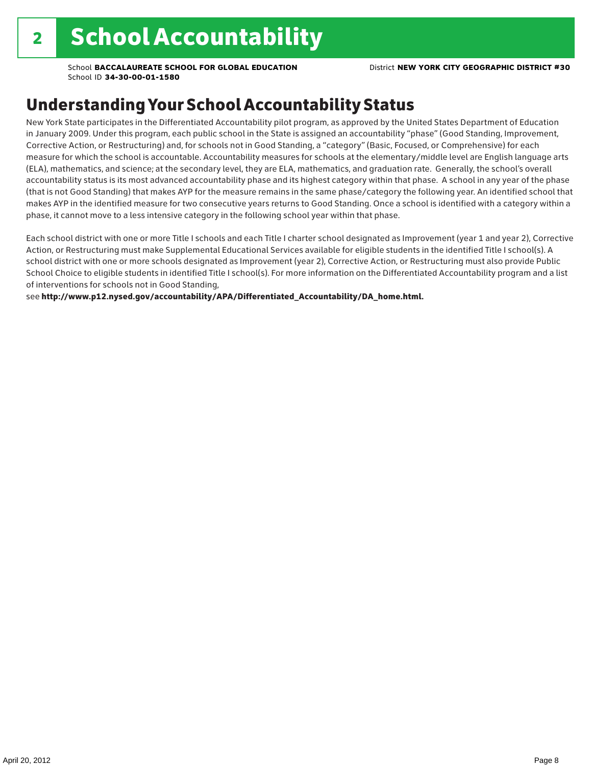# 2 School Accountability

School **BACCALAUREATE SCHOOL FOR GLOBAL EDUCATION** District **NEW YORK CITY GEOGRAPHIC DISTRICT #30**
School ID **34-30-00-01-1580**

## Understanding Your School Accountability Status

New York State participates in the Differentiated Accountability pilot program, as approved by the United States Department of Education in January 2009. Under this program, each public school in the State is assigned an accountability "phase" (Good Standing, Improvement, Corrective Action, or Restructuring) and, for schools not in Good Standing, a "category" (Basic, Focused, or Comprehensive) for each measure for which the school is accountable. Accountability measures for schools at the elementary/middle level are English language arts (ELA), mathematics, and science; at the secondary level, they are ELA, mathematics, and graduation rate. Generally, the school's overall accountability status is its most advanced accountability phase and its highest category within that phase. A school in any year of the phase (that is not Good Standing) that makes AYP for the measure remains in the same phase/category the following year. An identified school that makes AYP in the identified measure for two consecutive years returns to Good Standing. Once a school is identified with a category within a phase, it cannot move to a less intensive category in the following school year within that phase.

Each school district with one or more Title I schools and each Title I charter school designated as Improvement (year 1 and year 2), Corrective Action, or Restructuring must make Supplemental Educational Services available for eligible students in the identified Title I school(s). A school district with one or more schools designated as Improvement (year 2), Corrective Action, or Restructuring must also provide Public School Choice to eligible students in identified Title I school(s). For more information on the Differentiated Accountability program and a list of interventions for schools not in Good Standing,
see **http://www.p12.nysed.gov/accountability/APA/Differentiated_Accountability/DA_home.html.**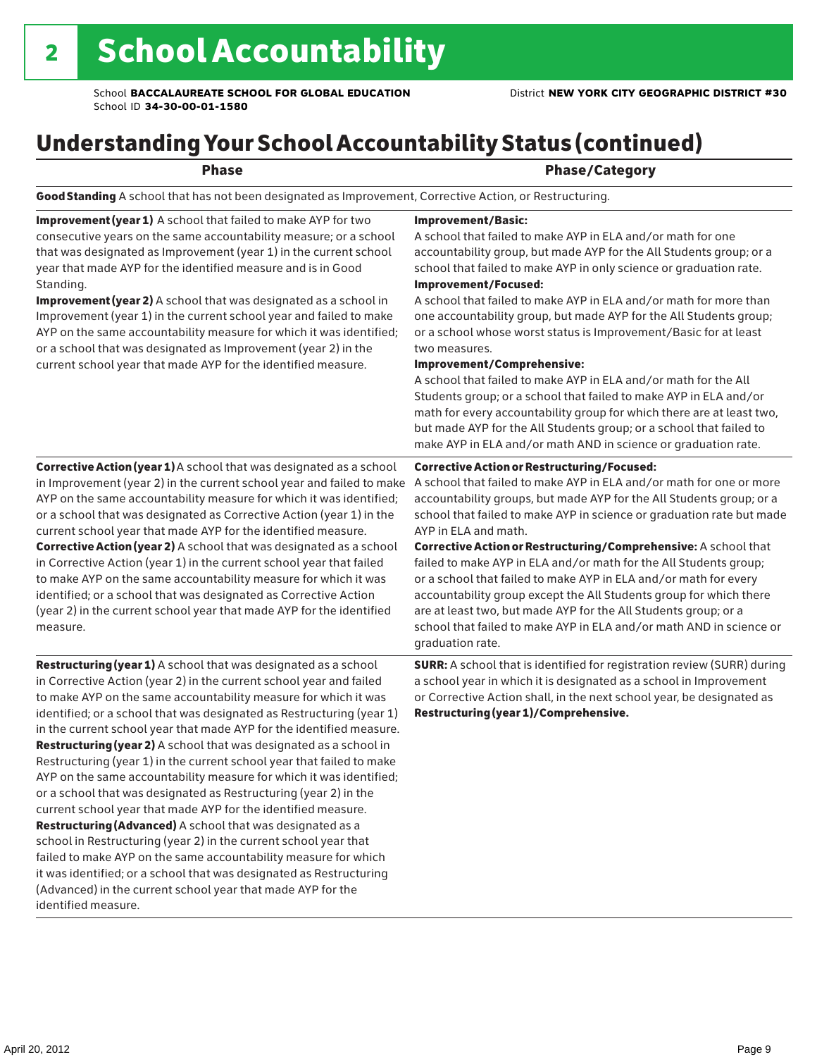# 2 School Accountability

School **BACCALAUREATE SCHOOL FOR GLOBAL EDUCATION**
School ID **34-30-00-01-1580**

District **NEW YORK CITY GEOGRAPHIC DISTRICT #30**

## Understanding Your School Accountability Status (continued)

| Phase | Phase/Category |
|---|---|
| **Good Standing** A school that has not been designated as Improvement, Corrective Action, or Restructuring. | |
| **Improvement (year 1)** A school that failed to make AYP for two consecutive years on the same accountability measure; or a school that was designated as Improvement (year 1) in the current school year that made AYP for the identified measure and is in Good Standing.<br>**Improvement (year 2)** A school that was designated as a school in Improvement (year 1) in the current school year and failed to make AYP on the same accountability measure for which it was identified; or a school that was designated as Improvement (year 2) in the current school year that made AYP for the identified measure. | **Improvement/Basic:**<br>A school that failed to make AYP in ELA and/or math for one accountability group, but made AYP for the All Students group; or a school that failed to make AYP in only science or graduation rate.<br>**Improvement/Focused:**<br>A school that failed to make AYP in ELA and/or math for more than one accountability group, but made AYP for the All Students group; or a school whose worst status is Improvement/Basic for at least two measures.<br>**Improvement/Comprehensive:**<br>A school that failed to make AYP in ELA and/or math for the All Students group; or a school that failed to make AYP in ELA and/or math for every accountability group for which there are at least two, but made AYP for the All Students group; or a school that failed to make AYP in ELA and/or math AND in science or graduation rate. |
| **Corrective Action (year 1)** A school that was designated as a school in Improvement (year 2) in the current school year and failed to make AYP on the same accountability measure for which it was identified; or a school that was designated as Corrective Action (year 1) in the current school year that made AYP for the identified measure.<br>**Corrective Action (year 2)** A school that was designated as a school in Corrective Action (year 1) in the current school year that failed to make AYP on the same accountability measure for which it was identified; or a school that was designated as Corrective Action (year 2) in the current school year that made AYP for the identified measure. | **Corrective Action or Restructuring/Focused:**<br>A school that failed to make AYP in ELA and/or math for one or more accountability groups, but made AYP for the All Students group; or a school that failed to make AYP in science or graduation rate but made AYP in ELA and math.<br>**Corrective Action or Restructuring/Comprehensive:** A school that failed to make AYP in ELA and/or math for the All Students group; or a school that failed to make AYP in ELA and/or math for every accountability group except the All Students group for which there are at least two, but made AYP for the All Students group; or a school that failed to make AYP in ELA and/or math AND in science or graduation rate. |
| **Restructuring (year 1)** A school that was designated as a school in Corrective Action (year 2) in the current school year and failed to make AYP on the same accountability measure for which it was identified; or a school that was designated as Restructuring (year 1) in the current school year that made AYP for the identified measure.<br>**Restructuring (year 2)** A school that was designated as a school in Restructuring (year 1) in the current school year that failed to make AYP on the same accountability measure for which it was identified; or a school that was designated as Restructuring (year 2) in the current school year that made AYP for the identified measure.<br>**Restructuring (Advanced)** A school that was designated as a school in Restructuring (year 2) in the current school year that failed to make AYP on the same accountability measure for which it was identified; or a school that was designated as Restructuring (Advanced) in the current school year that made AYP for the identified measure. | **SURR:** A school that is identified for registration review (SURR) during a school year in which it is designated as a school in Improvement or Corrective Action shall, in the next school year, be designated as **Restructuring (year 1)/Comprehensive.** |

April 20, 2012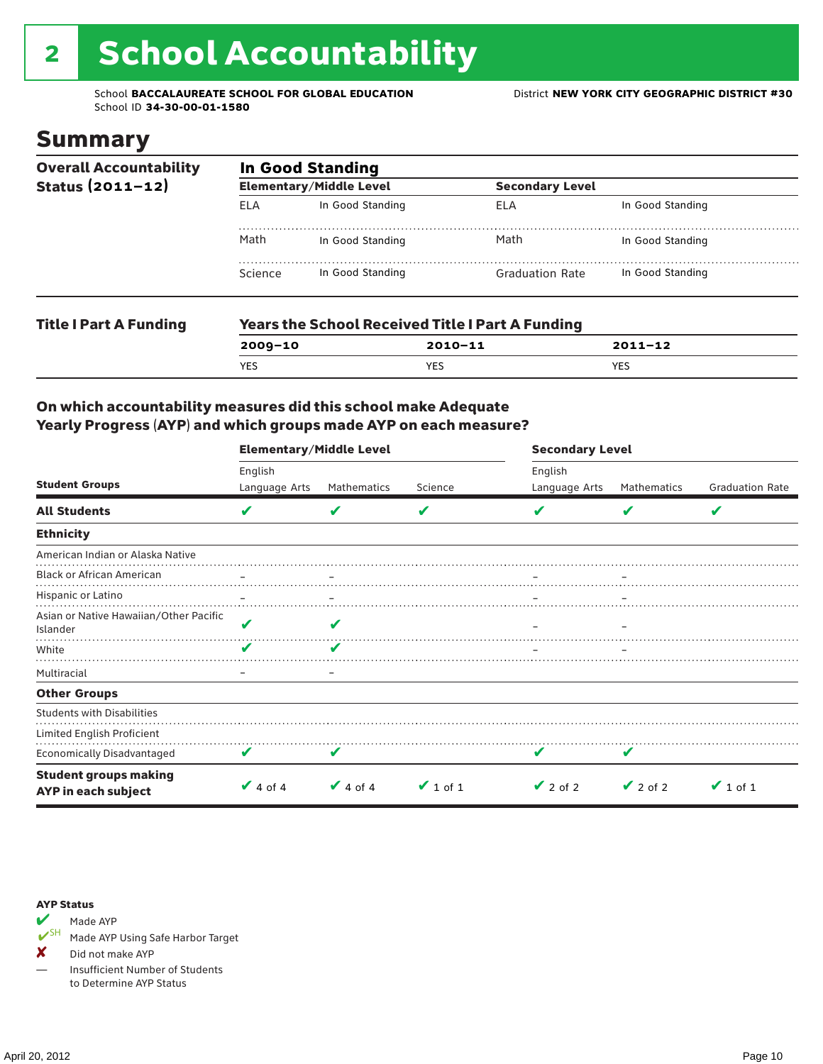# 2 School Accountability

School **BACCALAUREATE SCHOOL FOR GLOBAL EDUCATION**
School ID **34-30-00-01-1580**
District **NEW YORK CITY GEOGRAPHIC DISTRICT #30**

## Summary

**Overall Accountability Status (2011–12)**

**In Good Standing**

| Elementary/Middle Level | | Secondary Level | |
|---|---|---|---|
| ELA | In Good Standing | ELA | In Good Standing |
| Math | In Good Standing | Math | In Good Standing |
| Science | In Good Standing | Graduation Rate | In Good Standing |

**Title I Part A Funding**

**Years the School Received Title I Part A Funding**

| 2009–10 | 2010–11 | 2011–12 |
|---|---|---|
| YES | YES | YES |

### On which accountability measures did this school make Adequate Yearly Progress (AYP) and which groups made AYP on each measure?

| Student Groups | Elementary/Middle Level: English Language Arts | Elementary/Middle Level: Mathematics | Elementary/Middle Level: Science | Secondary Level: English Language Arts | Secondary Level: Mathematics | Secondary Level: Graduation Rate |
|---|---|---|---|---|---|---|
| **All Students** | ✔ | ✔ | ✔ | ✔ | ✔ | ✔ |
| **Ethnicity** | | | | | | |
| American Indian or Alaska Native | | | | | | |
| Black or African American | – | – | | – | – | |
| Hispanic or Latino | – | – | | – | – | |
| Asian or Native Hawaiian/Other Pacific Islander | ✔ | ✔ | | – | – | |
| White | ✔ | ✔ | | – | – | |
| Multiracial | – | – | | | | |
| **Other Groups** | | | | | | |
| Students with Disabilities | | | | | | |
| Limited English Proficient | | | | | | |
| Economically Disadvantaged | ✔ | ✔ | | ✔ | ✔ | |
| **Student groups making AYP in each subject** | ✔ 4 of 4 | ✔ 4 of 4 | ✔ 1 of 1 | ✔ 2 of 2 | ✔ 2 of 2 | ✔ 1 of 1 |

**AYP Status**

- ✔ Made AYP
- ✔SH Made AYP Using Safe Harbor Target
- ✘ Did not make AYP
- — Insufficient Number of Students to Determine AYP Status

April 20, 2012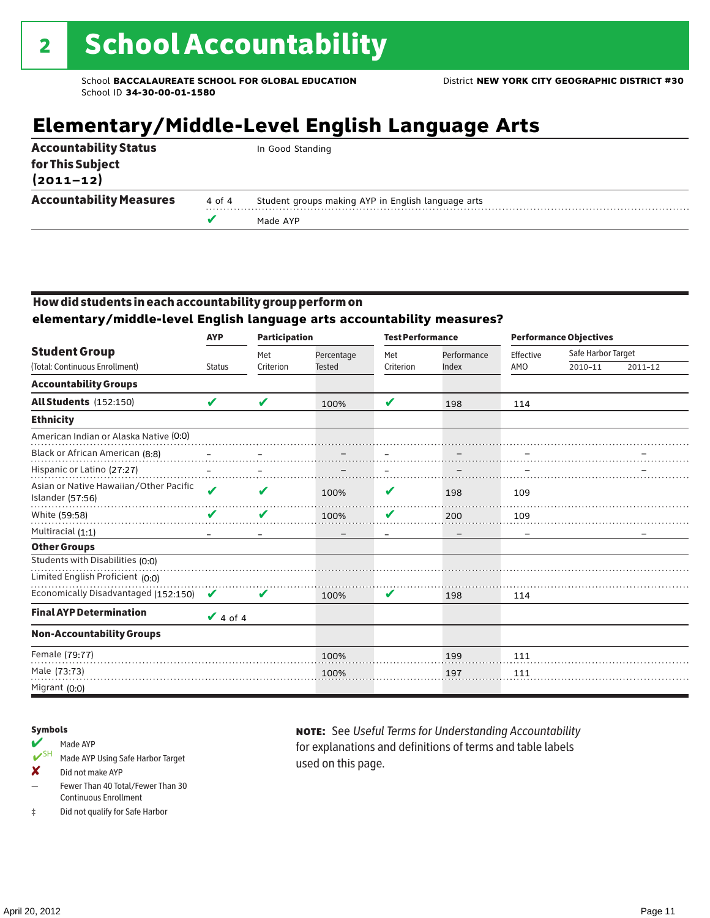# 2 School Accountability

School **BACCALAUREATE SCHOOL FOR GLOBAL EDUCATION**
School ID **34-30-00-01-1580**

District **NEW YORK CITY GEOGRAPHIC DISTRICT #30**

## Elementary/Middle-Level English Language Arts

| | | |
|---|---|---|
| **Accountability Status for This Subject (2011–12)** | | In Good Standing |
| **Accountability Measures** | 4 of 4 | Student groups making AYP in English language arts |
| | ✔ | Made AYP |

### How did students in each accountability group perform on elementary/middle-level English language arts accountability measures?

| Student Group | AYP | Participation | | Test Performance | | Performance Objectives | | |
|---|---|---|---|---|---|---|---|---|
| (Total: Continuous Enrollment) | Status | Met Criterion | Percentage Tested | Met Criterion | Performance Index | Effective AMO | Safe Harbor Target 2010–11 | Safe Harbor Target 2011–12 |
| **Accountability Groups** | | | | | | | | |
| **All Students** (152:150) | ✔ | ✔ | 100% | ✔ | 198 | 114 | | |
| **Ethnicity** | | | | | | | | |
| American Indian or Alaska Native (0:0) | | | | | | | | |
| Black or African American (8:8) | – | – | – | – | – | – | | – |
| Hispanic or Latino (27:27) | – | – | – | – | – | – | | – |
| Asian or Native Hawaiian/Other Pacific Islander (57:56) | ✔ | ✔ | 100% | ✔ | 198 | 109 | | |
| White (59:58) | ✔ | ✔ | 100% | ✔ | 200 | 109 | | |
| Multiracial (1:1) | – | – | – | – | – | – | | – |
| **Other Groups** | | | | | | | | |
| Students with Disabilities (0:0) | | | | | | | | |
| Limited English Proficient (0:0) | | | | | | | | |
| Economically Disadvantaged (152:150) | ✔ | ✔ | 100% | ✔ | 198 | 114 | | |
| **Final AYP Determination** | ✔ 4 of 4 | | | | | | | |
| **Non-Accountability Groups** | | | | | | | | |
| Female (79:77) | | | 100% | | 199 | 111 | | |
| Male (73:73) | | | 100% | | 197 | 111 | | |
| Migrant (0:0) | | | | | | | | |

**Symbols**

- ✔ Made AYP
- ✔SH Made AYP Using Safe Harbor Target
- ✘ Did not make AYP
- – Fewer Than 40 Total/Fewer Than 30 Continuous Enrollment
- ‡ Did not qualify for Safe Harbor

**NOTE:** See *Useful Terms for Understanding Accountability* for explanations and definitions of terms and table labels used on this page.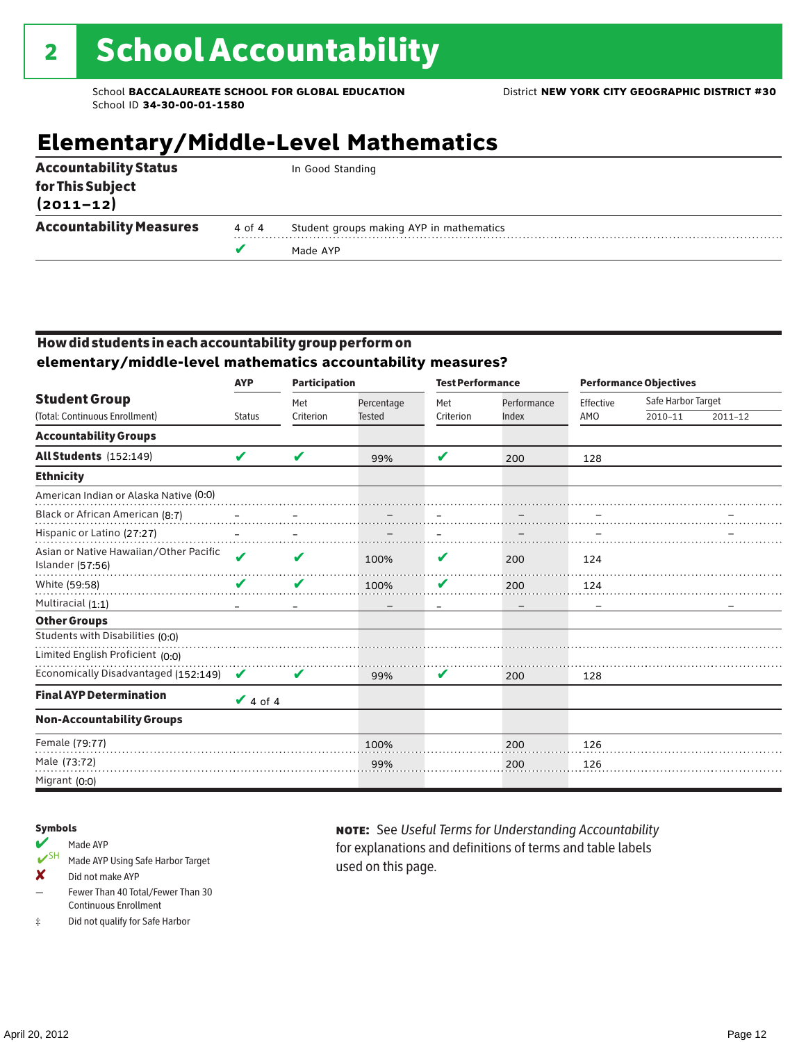# 2 School Accountability

School **BACCALAUREATE SCHOOL FOR GLOBAL EDUCATION** District **NEW YORK CITY GEOGRAPHIC DISTRICT #30**
School ID **34-30-00-01-1580**

## Elementary/Middle-Level Mathematics

| | | |
|---|---|---|
| **Accountability Status for This Subject (2011–12)** | | In Good Standing |
| **Accountability Measures** | 4 of 4 | Student groups making AYP in mathematics |
| | ✔ | Made AYP |

### How did students in each accountability group perform on elementary/middle-level mathematics accountability measures?

| Student Group (Total: Continuous Enrollment) | AYP Status | Participation Met Criterion | Participation Percentage Tested | Test Performance Met Criterion | Test Performance Performance Index | Effective AMO | Safe Harbor Target 2010–11 | Safe Harbor Target 2011–12 |
|---|---|---|---|---|---|---|---|---|
| **Accountability Groups** | | | | | | | | |
| **All Students** (152:149) | ✔ | ✔ | 99% | ✔ | 200 | 128 | | |
| **Ethnicity** | | | | | | | | |
| American Indian or Alaska Native (0:0) | | | | | | | | |
| Black or African American (8:7) | – | – | – | – | – | – | | – |
| Hispanic or Latino (27:27) | – | – | – | – | – | – | | – |
| Asian or Native Hawaiian/Other Pacific Islander (57:56) | ✔ | ✔ | 100% | ✔ | 200 | 124 | | |
| White (59:58) | ✔ | ✔ | 100% | ✔ | 200 | 124 | | |
| Multiracial (1:1) | – | – | – | – | – | – | | – |
| **Other Groups** | | | | | | | | |
| Students with Disabilities (0:0) | | | | | | | | |
| Limited English Proficient (0:0) | | | | | | | | |
| Economically Disadvantaged (152:149) | ✔ | ✔ | 99% | ✔ | 200 | 128 | | |
| **Final AYP Determination** | ✔ 4 of 4 | | | | | | | |
| **Non-Accountability Groups** | | | | | | | | |
| Female (79:77) | | | 100% | | 200 | 126 | | |
| Male (73:72) | | | 99% | | 200 | 126 | | |
| Migrant (0:0) | | | | | | | | |

**Symbols**

- ✔ Made AYP
- ✔SH Made AYP Using Safe Harbor Target
- ✘ Did not make AYP
- — Fewer Than 40 Total/Fewer Than 30 Continuous Enrollment
- ‡ Did not qualify for Safe Harbor

**NOTE:** See *Useful Terms for Understanding Accountability* for explanations and definitions of terms and table labels used on this page.

April 20, 2012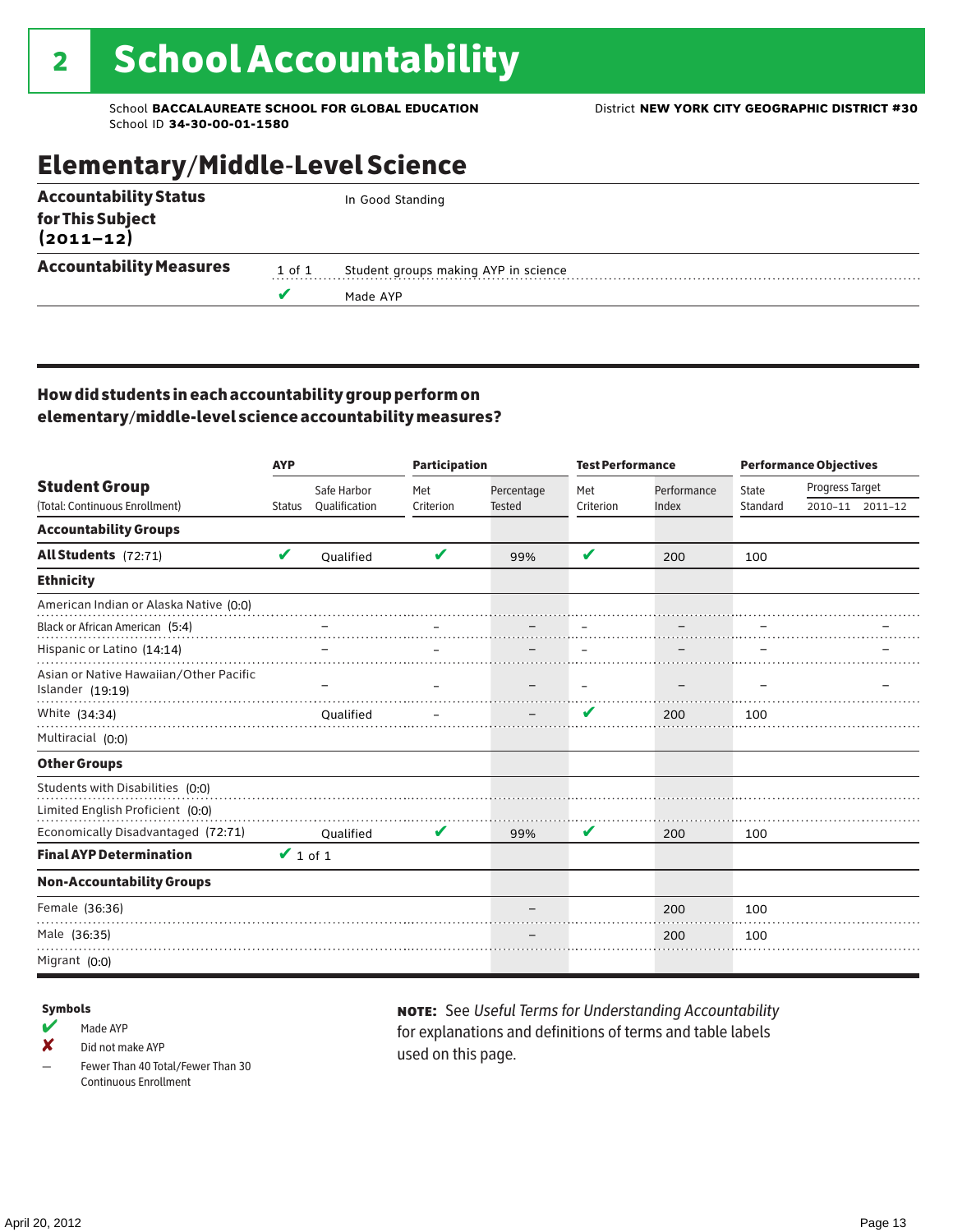# 2 School Accountability

School **BACCALAUREATE SCHOOL FOR GLOBAL EDUCATION**
School ID **34-30-00-01-1580**

District **NEW YORK CITY GEOGRAPHIC DISTRICT #30**

## Elementary/Middle-Level Science

| | | |
|---|---|---|
| **Accountability Status for This Subject (2011–12)** | | In Good Standing |
| **Accountability Measures** | 1 of 1 | Student groups making AYP in science |
| | ✔ | Made AYP |

### How did students in each accountability group perform on elementary/middle-level science accountability measures?

| Student Group (Total: Continuous Enrollment) | AYP Status | AYP Safe Harbor Qualification | Participation Met Criterion | Participation Percentage Tested | Test Performance Met Criterion | Test Performance Performance Index | Performance Objectives State Standard | Progress Target 2010–11 | Progress Target 2011–12 |
|---|---|---|---|---|---|---|---|---|---|
| **Accountability Groups** | | | | | | | | | |
| **All Students** (72:71) | ✔ | Qualified | ✔ | 99% | ✔ | 200 | 100 | | |
| **Ethnicity** | | | | | | | | | |
| American Indian or Alaska Native (0:0) | | | | | | | | | |
| Black or African American (5:4) | | – | – | – | – | – | – | | – |
| Hispanic or Latino (14:14) | | – | – | – | – | – | – | | – |
| Asian or Native Hawaiian/Other Pacific Islander (19:19) | | – | – | – | – | – | – | | – |
| White (34:34) | | Qualified | – | – | ✔ | 200 | 100 | | |
| Multiracial (0:0) | | | | | | | | | |
| **Other Groups** | | | | | | | | | |
| Students with Disabilities (0:0) | | | | | | | | | |
| Limited English Proficient (0:0) | | | | | | | | | |
| Economically Disadvantaged (72:71) | | Qualified | ✔ | 99% | ✔ | 200 | 100 | | |
| **Final AYP Determination** | ✔ 1 of 1 | | | | | | | | |
| **Non-Accountability Groups** | | | | | | | | | |
| Female (36:36) | | | | – | | 200 | 100 | | |
| Male (36:35) | | | | – | | 200 | 100 | | |
| Migrant (0:0) | | | | | | | | | |

**Symbols**

- ✔ Made AYP
- ✘ Did not make AYP
- – Fewer Than 40 Total/Fewer Than 30 Continuous Enrollment

**NOTE:** See *Useful Terms for Understanding Accountability* for explanations and definitions of terms and table labels used on this page.

April 20, 2012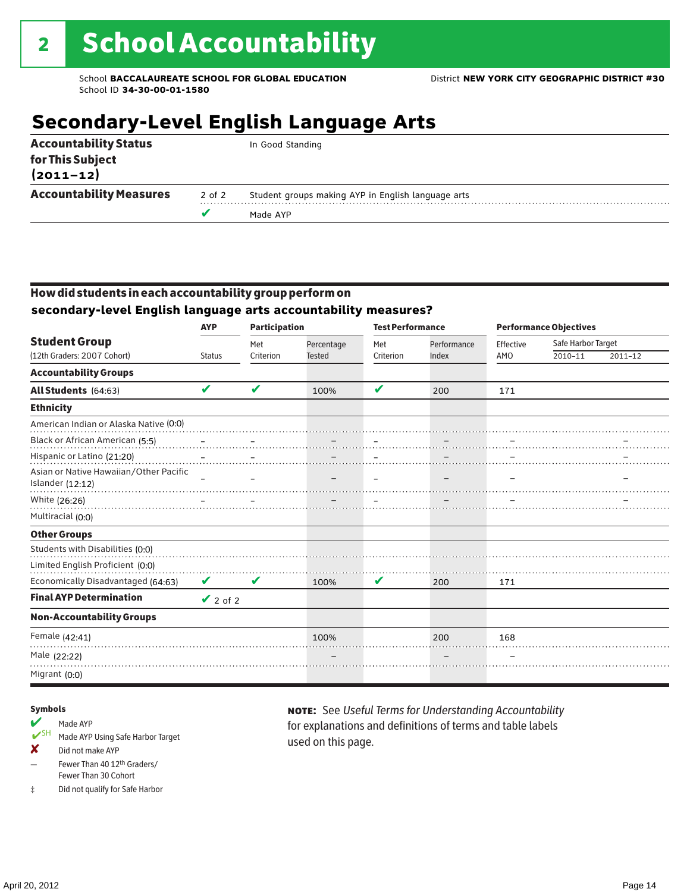# 2 School Accountability

School **BACCALAUREATE SCHOOL FOR GLOBAL EDUCATION**
School ID **34-30-00-01-1580**

District **NEW YORK CITY GEOGRAPHIC DISTRICT #30**

## Secondary-Level English Language Arts

| | | |
|---|---|---|
| **Accountability Status for This Subject (2011–12)** | | In Good Standing |
| **Accountability Measures** | 2 of 2 | Student groups making AYP in English language arts |
| | ✔ | Made AYP |

### How did students in each accountability group perform on secondary-level English language arts accountability measures?

| Student Group (12th Graders: 2007 Cohort) | AYP | Participation | | Test Performance | | Performance Objectives | | |
|---|---|---|---|---|---|---|---|---|
| | Status | Met Criterion | Percentage Tested | Met Criterion | Performance Index | Effective AMO | Safe Harbor Target 2010–11 | Safe Harbor Target 2011–12 |
| **Accountability Groups** | | | | | | | | |
| **All Students** (64:63) | ✔ | ✔ | 100% | ✔ | 200 | 171 | | |
| **Ethnicity** | | | | | | | | |
| American Indian or Alaska Native (0:0) | | | | | | | | |
| Black or African American (5:5) | – | – | – | – | – | – | | – |
| Hispanic or Latino (21:20) | – | – | – | – | – | – | | – |
| Asian or Native Hawaiian/Other Pacific Islander (12:12) | – | – | – | – | – | – | | – |
| White (26:26) | – | – | – | – | – | – | | – |
| Multiracial (0:0) | | | | | | | | |
| **Other Groups** | | | | | | | | |
| Students with Disabilities (0:0) | | | | | | | | |
| Limited English Proficient (0:0) | | | | | | | | |
| Economically Disadvantaged (64:63) | ✔ | ✔ | 100% | ✔ | 200 | 171 | | |
| **Final AYP Determination** | ✔ 2 of 2 | | | | | | | |
| **Non-Accountability Groups** | | | | | | | | |
| Female (42:41) | | | 100% | | 200 | 168 | | |
| Male (22:22) | | | – | | – | – | | |
| Migrant (0:0) | | | | | | | | |

**Symbols**

- ✔ Made AYP
- ✔SH Made AYP Using Safe Harbor Target
- ✘ Did not make AYP
- — Fewer Than 40 12th Graders/ Fewer Than 30 Cohort
- ‡ Did not qualify for Safe Harbor

**NOTE:** See *Useful Terms for Understanding Accountability* for explanations and definitions of terms and table labels used on this page.

April 20, 2012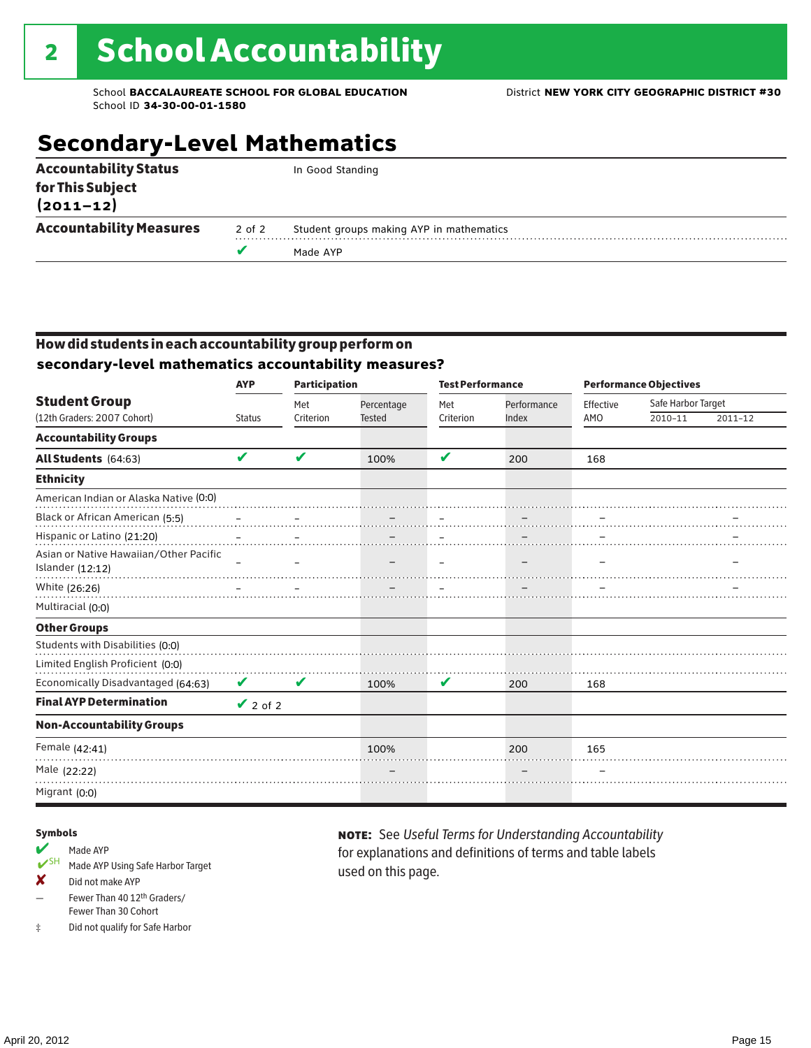# 2 School Accountability

School **BACCALAUREATE SCHOOL FOR GLOBAL EDUCATION** District **NEW YORK CITY GEOGRAPHIC DISTRICT #30**
School ID **34-30-00-01-1580**

## Secondary-Level Mathematics

| | | |
|---|---|---|
| **Accountability Status for This Subject (2011–12)** | | In Good Standing |
| **Accountability Measures** | 2 of 2 | Student groups making AYP in mathematics |
| | ✔ | Made AYP |

### How did students in each accountability group perform on secondary-level mathematics accountability measures?

| Student Group (12th Graders: 2007 Cohort) | AYP Status | Participation: Met Criterion | Participation: Percentage Tested | Test Performance: Met Criterion | Test Performance: Performance Index | Performance Objectives: Effective AMO | Safe Harbor Target 2010–11 | Safe Harbor Target 2011–12 |
|---|---|---|---|---|---|---|---|---|
| **Accountability Groups** | | | | | | | | |
| **All Students** (64:63) | ✔ | ✔ | 100% | ✔ | 200 | 168 | | |
| **Ethnicity** | | | | | | | | |
| American Indian or Alaska Native (0:0) | | | | | | | | |
| Black or African American (5:5) | – | – | – | – | – | – | | – |
| Hispanic or Latino (21:20) | – | – | – | – | – | – | | – |
| Asian or Native Hawaiian/Other Pacific Islander (12:12) | – | – | – | – | – | – | | – |
| White (26:26) | – | – | – | – | – | – | | – |
| Multiracial (0:0) | | | | | | | | |
| **Other Groups** | | | | | | | | |
| Students with Disabilities (0:0) | | | | | | | | |
| Limited English Proficient (0:0) | | | | | | | | |
| Economically Disadvantaged (64:63) | ✔ | ✔ | 100% | ✔ | 200 | 168 | | |
| **Final AYP Determination** | ✔ 2 of 2 | | | | | | | |
| **Non-Accountability Groups** | | | | | | | | |
| Female (42:41) | | | 100% | | 200 | 165 | | |
| Male (22:22) | | | – | | – | – | | |
| Migrant (0:0) | | | | | | | | |

**Symbols**

- ✔ Made AYP
- ✔SH Made AYP Using Safe Harbor Target
- ✘ Did not make AYP
- — Fewer Than 40 12th Graders/ Fewer Than 30 Cohort
- ‡ Did not qualify for Safe Harbor

**NOTE:** See *Useful Terms for Understanding Accountability* for explanations and definitions of terms and table labels used on this page.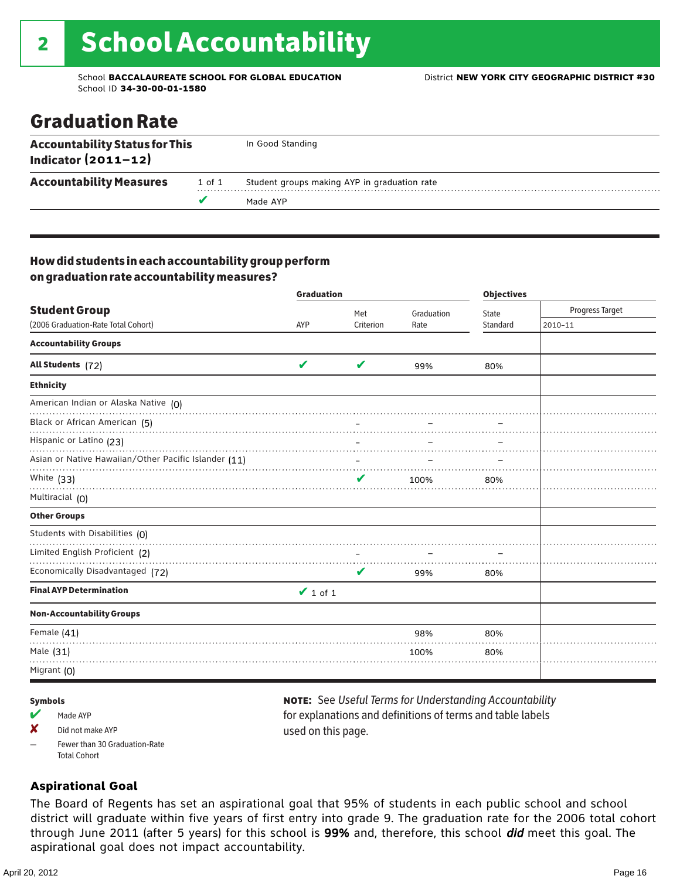# 2 School Accountability

School **BACCALAUREATE SCHOOL FOR GLOBAL EDUCATION**
School ID **34-30-00-01-1580**

District **NEW YORK CITY GEOGRAPHIC DISTRICT #30**

## Graduation Rate

| | | |
|---|---|---|
| **Accountability Status for This Indicator (2011–12)** | | In Good Standing |
| **Accountability Measures** | 1 of 1 | Student groups making AYP in graduation rate |
| | ✔ | Made AYP |

### How did students in each accountability group perform on graduation rate accountability measures?

| **Student Group** (2006 Graduation-Rate Total Cohort) | Graduation AYP | Met Criterion | Graduation Rate | Objectives State Standard | Progress Target 2010–11 |
|---|---|---|---|---|---|
| **Accountability Groups** | | | | | |
| **All Students** (72) | ✔ | ✔ | 99% | 80% | |
| **Ethnicity** | | | | | |
| American Indian or Alaska Native (0) | | | | | |
| Black or African American (5) | | – | – | – | |
| Hispanic or Latino (23) | | – | – | – | |
| Asian or Native Hawaiian/Other Pacific Islander (11) | | – | – | – | |
| White (33) | | ✔ | 100% | 80% | |
| Multiracial (0) | | | | | |
| **Other Groups** | | | | | |
| Students with Disabilities (0) | | | | | |
| Limited English Proficient (2) | | – | – | – | |
| Economically Disadvantaged (72) | | ✔ | 99% | 80% | |
| **Final AYP Determination** | ✔ 1 of 1 | | | | |
| **Non-Accountability Groups** | | | | | |
| Female (41) | | | 98% | 80% | |
| Male (31) | | | 100% | 80% | |
| Migrant (0) | | | | | |

**Symbols**

- ✔ Made AYP
- ✘ Did not make AYP
- – Fewer than 30 Graduation-Rate Total Cohort

**NOTE:** See *Useful Terms for Understanding Accountability* for explanations and definitions of terms and table labels used on this page.

### Aspirational Goal

The Board of Regents has set an aspirational goal that 95% of students in each public school and school district will graduate within five years of first entry into grade 9. The graduation rate for the 2006 total cohort through June 2011 (after 5 years) for this school is **99%** and, therefore, this school ***did*** meet this goal. The aspirational goal does not impact accountability.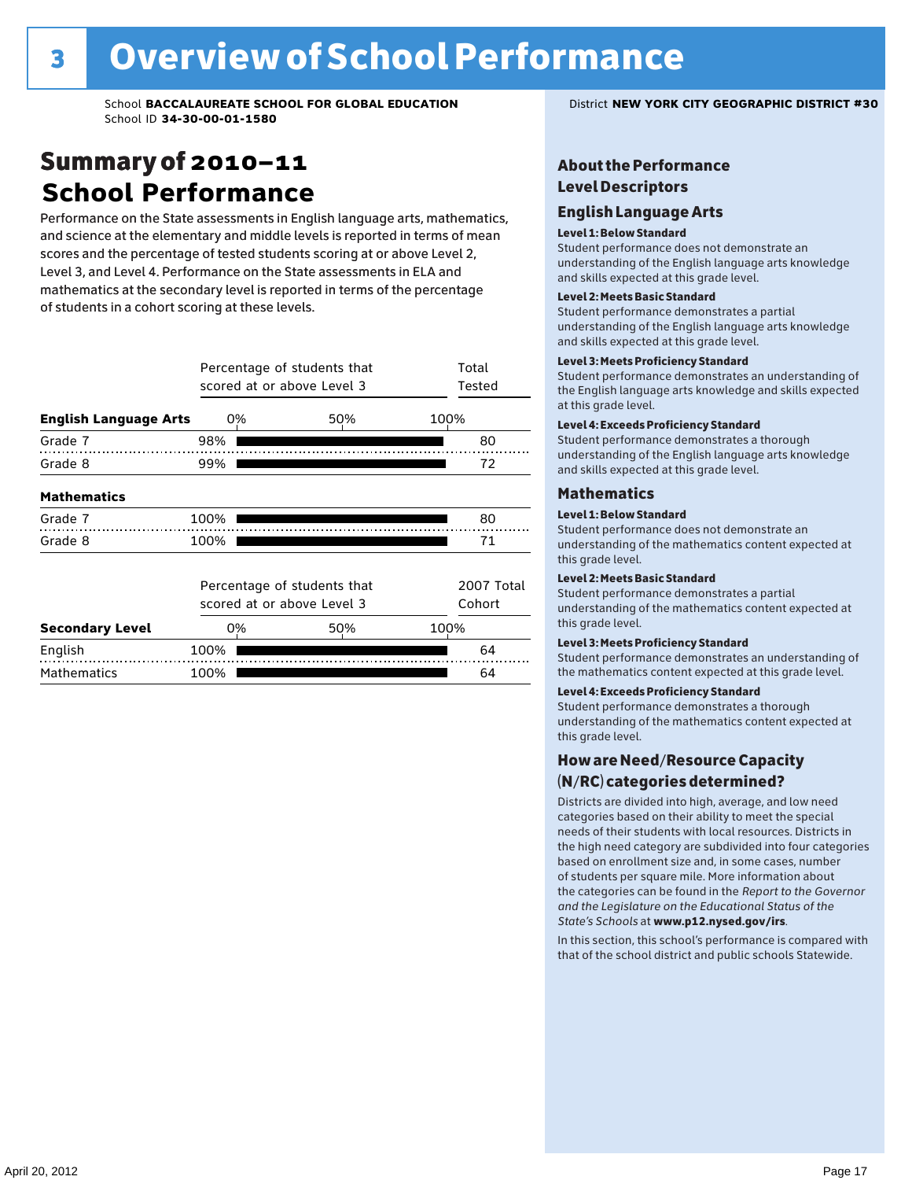# 3 Overview of School Performance

School **BACCALAUREATE SCHOOL FOR GLOBAL EDUCATION**
School ID **34-30-00-01-1580**

District **NEW YORK CITY GEOGRAPHIC DISTRICT #30**

## Summary of 2010–11 School Performance

Performance on the State assessments in English language arts, mathematics, and science at the elementary and middle levels is reported in terms of mean scores and the percentage of tested students scoring at or above Level 2, Level 3, and Level 4. Performance on the State assessments in ELA and mathematics at the secondary level is reported in terms of the percentage of students in a cohort scoring at these levels.

| | Percentage of students that scored at or above Level 3 | Total Tested |
|---|---|---|
| **English Language Arts** | | |
| Grade 7 | 98% | 80 |
| Grade 8 | 99% | 72 |
| **Mathematics** | | |
| Grade 7 | 100% | 80 |
| Grade 8 | 100% | 71 |

| | Percentage of students that scored at or above Level 3 | 2007 Total Cohort |
|---|---|---|
| **Secondary Level** | | |
| English | 100% | 64 |
| Mathematics | 100% | 64 |

## About the Performance Level Descriptors

### English Language Arts

**Level 1: Below Standard**
Student performance does not demonstrate an understanding of the English language arts knowledge and skills expected at this grade level.

**Level 2: Meets Basic Standard**
Student performance demonstrates a partial understanding of the English language arts knowledge and skills expected at this grade level.

**Level 3: Meets Proficiency Standard**
Student performance demonstrates an understanding of the English language arts knowledge and skills expected at this grade level.

**Level 4: Exceeds Proficiency Standard**
Student performance demonstrates a thorough understanding of the English language arts knowledge and skills expected at this grade level.

### Mathematics

**Level 1: Below Standard**
Student performance does not demonstrate an understanding of the mathematics content expected at this grade level.

**Level 2: Meets Basic Standard**
Student performance demonstrates a partial understanding of the mathematics content expected at this grade level.

**Level 3: Meets Proficiency Standard**
Student performance demonstrates an understanding of the mathematics content expected at this grade level.

**Level 4: Exceeds Proficiency Standard**
Student performance demonstrates a thorough understanding of the mathematics content expected at this grade level.

## How are Need/Resource Capacity (N/RC) categories determined?

Districts are divided into high, average, and low need categories based on their ability to meet the special needs of their students with local resources. Districts in the high need category are subdivided into four categories based on enrollment size and, in some cases, number of students per square mile. More information about the categories can be found in the *Report to the Governor and the Legislature on the Educational Status of the State's Schools* at **www.p12.nysed.gov/irs**.

In this section, this school's performance is compared with that of the school district and public schools Statewide.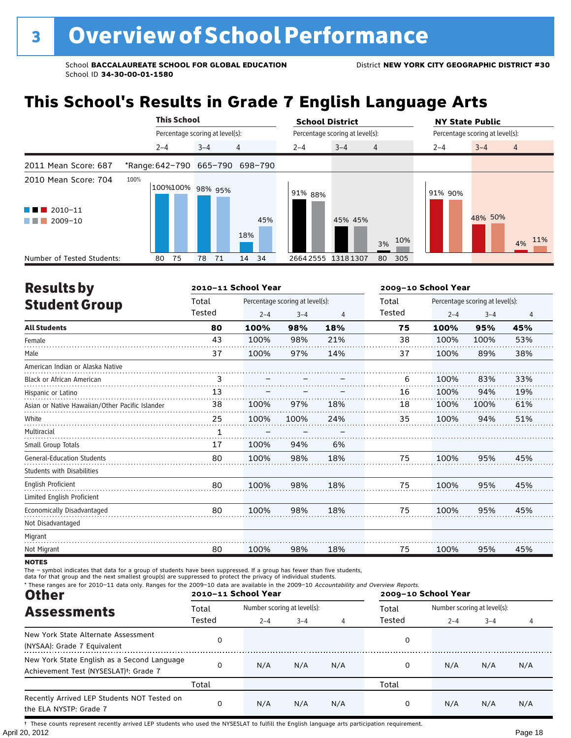# 3 Overview of School Performance

School **BACCALAUREATE SCHOOL FOR GLOBAL EDUCATION**
School ID **34-30-00-01-1580**

District **NEW YORK CITY GEOGRAPHIC DISTRICT #30**

## This School's Results in Grade 7 English Language Arts

2011 Mean Score: 687 — *Range: 642–790 (2–4), 665–790 (3–4), 698–790 (4)

2010 Mean Score: 704

Legend: 2010–11 (dark), 2009–10 (light)

| | This School 2–4 | | This School 3–4 | | This School 4 | | School District 2–4 | | School District 3–4 | | School District 4 | | NY State Public 2–4 | | NY State Public 3–4 | | NY State Public 4 | |
|---|---|---|---|---|---|---|---|---|---|---|---|---|---|---|---|---|---|---|
| | 2010–11 | 2009–10 | 2010–11 | 2009–10 | 2010–11 | 2009–10 | 2010–11 | 2009–10 | 2010–11 | 2009–10 | 2010–11 | 2009–10 | 2010–11 | 2009–10 | 2010–11 | 2009–10 | 2010–11 | 2009–10 |
| Percentage scoring at level(s) | 100% | 100% | 98% | 95% | 18% | 45% | 91% | 88% | 45% | 45% | 3% | 10% | 91% | 90% | 48% | 50% | 4% | 11% |
| Number of Tested Students | 80 | 75 | 78 | 71 | 14 | 34 | 2664 | 2555 | 1318 | 1307 | 80 | 305 | | | | | | |

## Results by Student Group

| | 2010–11 Total Tested | 2–4 | 3–4 | 4 | 2009–10 Total Tested | 2–4 | 3–4 | 4 |
|---|---|---|---|---|---|---|---|---|
| **All Students** | **80** | **100%** | **98%** | **18%** | **75** | **100%** | **95%** | **45%** |
| Female | 43 | 100% | 98% | 21% | 38 | 100% | 100% | 53% |
| Male | 37 | 100% | 97% | 14% | 37 | 100% | 89% | 38% |
| American Indian or Alaska Native | | | | | | | | |
| Black or African American | 3 | – | – | – | 6 | 100% | 83% | 33% |
| Hispanic or Latino | 13 | – | – | – | 16 | 100% | 94% | 19% |
| Asian or Native Hawaiian/Other Pacific Islander | 38 | 100% | 97% | 18% | 18 | 100% | 100% | 61% |
| White | 25 | 100% | 100% | 24% | 35 | 100% | 94% | 51% |
| Multiracial | 1 | – | – | – | | | | |
| Small Group Totals | 17 | 100% | 94% | 6% | | | | |
| General-Education Students | 80 | 100% | 98% | 18% | 75 | 100% | 95% | 45% |
| Students with Disabilities | | | | | | | | |
| English Proficient | 80 | 100% | 98% | 18% | 75 | 100% | 95% | 45% |
| Limited English Proficient | | | | | | | | |
| Economically Disadvantaged | 80 | 100% | 98% | 18% | 75 | 100% | 95% | 45% |
| Not Disadvantaged | | | | | | | | |
| Migrant | | | | | | | | |
| Not Migrant | 80 | 100% | 98% | 18% | 75 | 100% | 95% | 45% |

**NOTES**

The – symbol indicates that data for a group of students have been suppressed. If a group has fewer than five students, data for that group and the next smallest group(s) are suppressed to protect the privacy of individual students.

* These ranges are for 2010–11 data only. Ranges for the 2009–10 data are available in the 2009–10 *Accountability and Overview Reports.*

## Other Assessments

| | 2010–11 Total Tested | 2–4 | 3–4 | 4 | 2009–10 Total Tested | 2–4 | 3–4 | 4 |
|---|---|---|---|---|---|---|---|---|
| New York State Alternate Assessment (NYSAA): Grade 7 Equivalent | 0 | | | | 0 | | | |
| New York State English as a Second Language Achievement Test (NYSESLAT)†: Grade 7 | 0 | N/A | N/A | N/A | 0 | N/A | N/A | N/A |
| | **Total** | | | | **Total** | | | |
| Recently Arrived LEP Students NOT Tested on the ELA NYSTP: Grade 7 | 0 | N/A | N/A | N/A | 0 | N/A | N/A | N/A |

† These counts represent recently arrived LEP students who used the NYSESLAT to fulfill the English language arts participation requirement.

April 20, 2012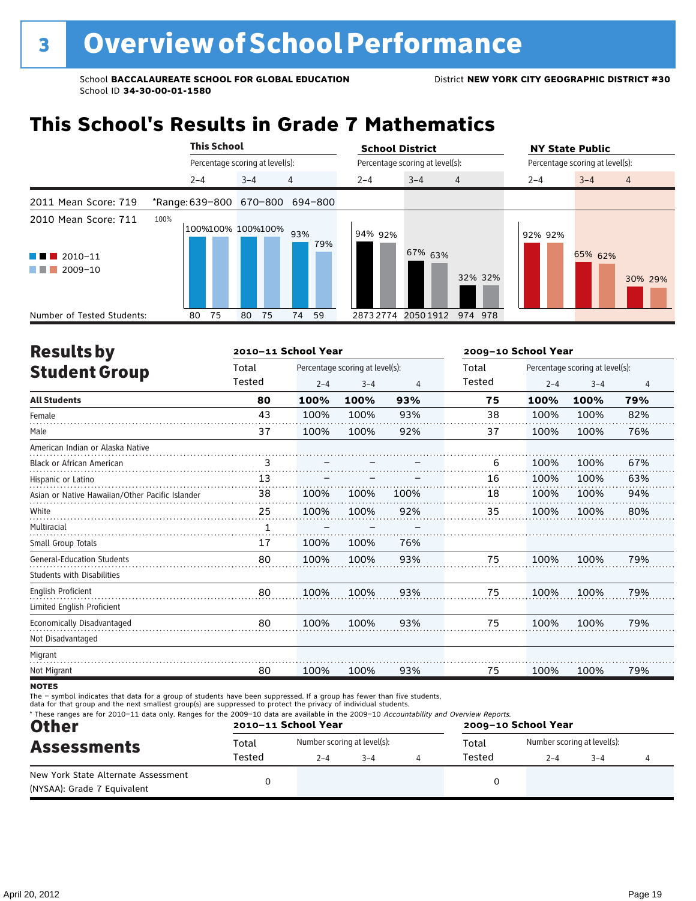# 3 Overview of School Performance

School **BACCALAUREATE SCHOOL FOR GLOBAL EDUCATION** District **NEW YORK CITY GEOGRAPHIC DISTRICT #30**
School ID **34-30-00-01-1580**

## This School's Results in Grade 7 Mathematics

2011 Mean Score: 719
2010 Mean Score: 711

■■■ 2010–11
■■■ 2009–10

| | This School 2–4 | | This School 3–4 | | This School 4 | | School District 2–4 | | School District 3–4 | | School District 4 | | NY State Public 2–4 | | NY State Public 3–4 | | NY State Public 4 | |
|---|---|---|---|---|---|---|---|---|---|---|---|---|---|---|---|---|---|---|
| *Range | 639–800 | | 670–800 | | 694–800 | | | | | | | | | | | | | |
| | 2010–11 | 2009–10 | 2010–11 | 2009–10 | 2010–11 | 2009–10 | 2010–11 | 2009–10 | 2010–11 | 2009–10 | 2010–11 | 2009–10 | 2010–11 | 2009–10 | 2010–11 | 2009–10 | 2010–11 | 2009–10 |
| Percentage scoring at level(s) | 100% | 100% | 100% | 100% | 93% | 79% | 94% | 92% | 67% | 63% | 32% | 32% | 92% | 92% | 65% | 62% | 30% | 29% |
| Number of Tested Students: | 80 | 75 | 80 | 75 | 74 | 59 | 2873 | 2774 | 2050 | 1912 | 974 | 978 | | | | | | |

## Results by Student Group

| | 2010–11 School Year Total Tested | Percentage scoring at level(s): 2–4 | 3–4 | 4 | 2009–10 School Year Total Tested | Percentage scoring at level(s): 2–4 | 3–4 | 4 |
|---|---|---|---|---|---|---|---|---|
| **All Students** | **80** | **100%** | **100%** | **93%** | **75** | **100%** | **100%** | **79%** |
| Female | 43 | 100% | 100% | 93% | 38 | 100% | 100% | 82% |
| Male | 37 | 100% | 100% | 92% | 37 | 100% | 100% | 76% |
| American Indian or Alaska Native | | | | | | | | |
| Black or African American | 3 | – | – | – | 6 | 100% | 100% | 67% |
| Hispanic or Latino | 13 | – | – | – | 16 | 100% | 100% | 63% |
| Asian or Native Hawaiian/Other Pacific Islander | 38 | 100% | 100% | 100% | 18 | 100% | 100% | 94% |
| White | 25 | 100% | 100% | 92% | 35 | 100% | 100% | 80% |
| Multiracial | 1 | – | – | – | | | | |
| Small Group Totals | 17 | 100% | 100% | 76% | | | | |
| General-Education Students | 80 | 100% | 100% | 93% | 75 | 100% | 100% | 79% |
| Students with Disabilities | | | | | | | | |
| English Proficient | 80 | 100% | 100% | 93% | 75 | 100% | 100% | 79% |
| Limited English Proficient | | | | | | | | |
| Economically Disadvantaged | 80 | 100% | 100% | 93% | 75 | 100% | 100% | 79% |
| Not Disadvantaged | | | | | | | | |
| Migrant | | | | | | | | |
| Not Migrant | 80 | 100% | 100% | 93% | 75 | 100% | 100% | 79% |

**NOTES**

The – symbol indicates that data for a group of students have been suppressed. If a group has fewer than five students, data for that group and the next smallest group(s) are suppressed to protect the privacy of individual students.

\* These ranges are for 2010–11 data only. Ranges for the 2009–10 data are available in the 2009–10 *Accountability and Overview Reports*.

## Other Assessments

| | 2010–11 School Year Total Tested | Number scoring at level(s): 2–4 | 3–4 | 4 | 2009–10 School Year Total Tested | Number scoring at level(s): 2–4 | 3–4 | 4 |
|---|---|---|---|---|---|---|---|---|
| New York State Alternate Assessment (NYSAA): Grade 7 Equivalent | 0 | | | | 0 | | | |

April 20, 2012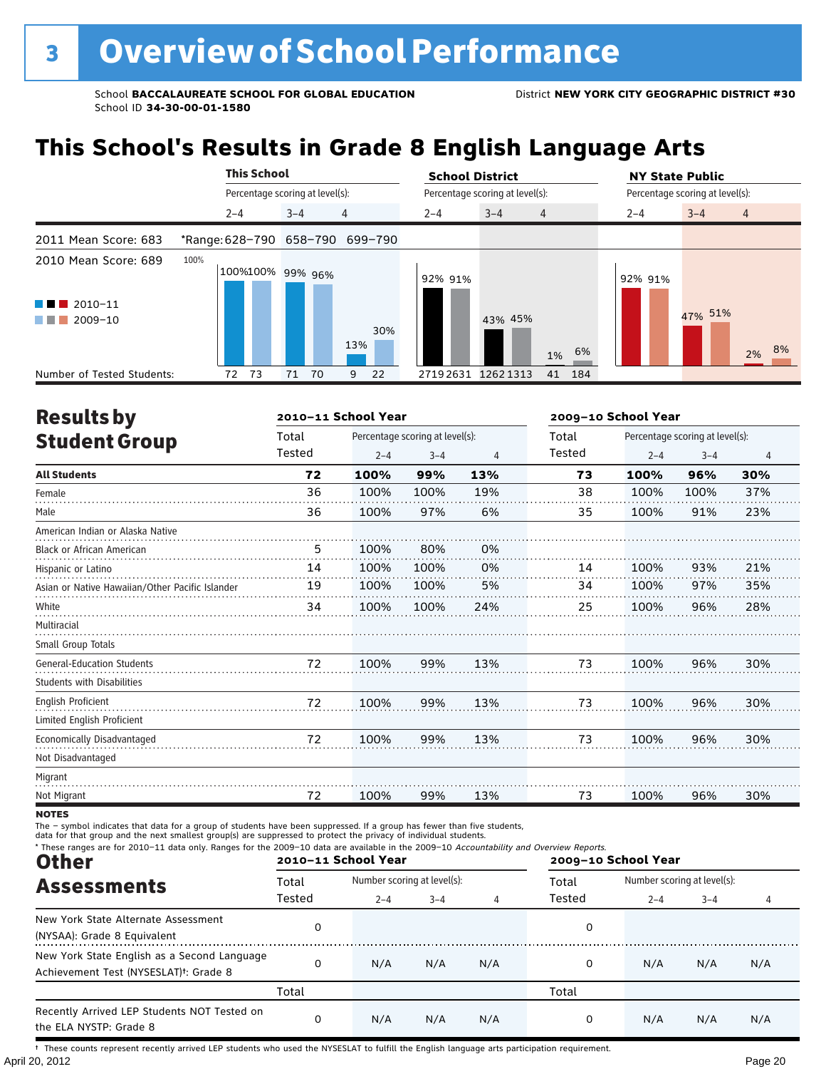# 3 Overview of School Performance

School **BACCALAUREATE SCHOOL FOR GLOBAL EDUCATION**
School ID **34-30-00-01-1580**

District **NEW YORK CITY GEOGRAPHIC DISTRICT #30**

## This School's Results in Grade 8 English Language Arts

2011 Mean Score: 683
2010 Mean Score: 689

*Range: 628–790 (2–4), 658–790 (3–4), 699–790 (4)

| | This School 2–4 | | This School 3–4 | | This School 4 | | School District 2–4 | | School District 3–4 | | School District 4 | | NY State Public 2–4 | | NY State Public 3–4 | | NY State Public 4 | |
|---|---|---|---|---|---|---|---|---|---|---|---|---|---|---|---|---|---|---|
| | 2010–11 | 2009–10 | 2010–11 | 2009–10 | 2010–11 | 2009–10 | 2010–11 | 2009–10 | 2010–11 | 2009–10 | 2010–11 | 2009–10 | 2010–11 | 2009–10 | 2010–11 | 2009–10 | 2010–11 | 2009–10 |
| Percentage | 100% | 100% | 99% | 96% | 13% | 30% | 92% | 91% | 43% | 45% | 1% | 6% | 92% | 91% | 47% | 51% | 2% | 8% |
| Number of Tested Students | 72 | 73 | 71 | 70 | 9 | 22 | 2719 | 2631 | 1262 | 1313 | 41 | 184 | | | | | | |

## Results by Student Group

| | 2010–11 Total Tested | 2–4 | 3–4 | 4 | 2009–10 Total Tested | 2–4 | 3–4 | 4 |
|---|---|---|---|---|---|---|---|---|
| **All Students** | **72** | **100%** | **99%** | **13%** | **73** | **100%** | **96%** | **30%** |
| Female | 36 | 100% | 100% | 19% | 38 | 100% | 100% | 37% |
| Male | 36 | 100% | 97% | 6% | 35 | 100% | 91% | 23% |
| American Indian or Alaska Native | | | | | | | | |
| Black or African American | 5 | 100% | 80% | 0% | | | | |
| Hispanic or Latino | 14 | 100% | 100% | 0% | 14 | 100% | 93% | 21% |
| Asian or Native Hawaiian/Other Pacific Islander | 19 | 100% | 100% | 5% | 34 | 100% | 97% | 35% |
| White | 34 | 100% | 100% | 24% | 25 | 100% | 96% | 28% |
| Multiracial | | | | | | | | |
| Small Group Totals | | | | | | | | |
| General-Education Students | 72 | 100% | 99% | 13% | 73 | 100% | 96% | 30% |
| Students with Disabilities | | | | | | | | |
| English Proficient | 72 | 100% | 99% | 13% | 73 | 100% | 96% | 30% |
| Limited English Proficient | | | | | | | | |
| Economically Disadvantaged | 72 | 100% | 99% | 13% | 73 | 100% | 96% | 30% |
| Not Disadvantaged | | | | | | | | |
| Migrant | | | | | | | | |
| Not Migrant | 72 | 100% | 99% | 13% | 73 | 100% | 96% | 30% |

**NOTES**

The – symbol indicates that data for a group of students have been suppressed. If a group has fewer than five students, data for that group and the next smallest group(s) are suppressed to protect the privacy of individual students.

\* These ranges are for 2010–11 data only. Ranges for the 2009–10 data are available in the 2009–10 *Accountability and Overview Reports.*

## Other Assessments

| | 2010–11 Total Tested | 2–4 | 3–4 | 4 | 2009–10 Total Tested | 2–4 | 3–4 | 4 |
|---|---|---|---|---|---|---|---|---|
| New York State Alternate Assessment (NYSAA): Grade 8 Equivalent | 0 | | | | 0 | | | |
| New York State English as a Second Language Achievement Test (NYSESLAT)†: Grade 8 | 0 | N/A | N/A | N/A | 0 | N/A | N/A | N/A |
| | Total | | | | Total | | | |
| Recently Arrived LEP Students NOT Tested on the ELA NYSTP: Grade 8 | 0 | N/A | N/A | N/A | 0 | N/A | N/A | N/A |

† These counts represent recently arrived LEP students who used the NYSESLAT to fulfill the English language arts participation requirement.

April 20, 2012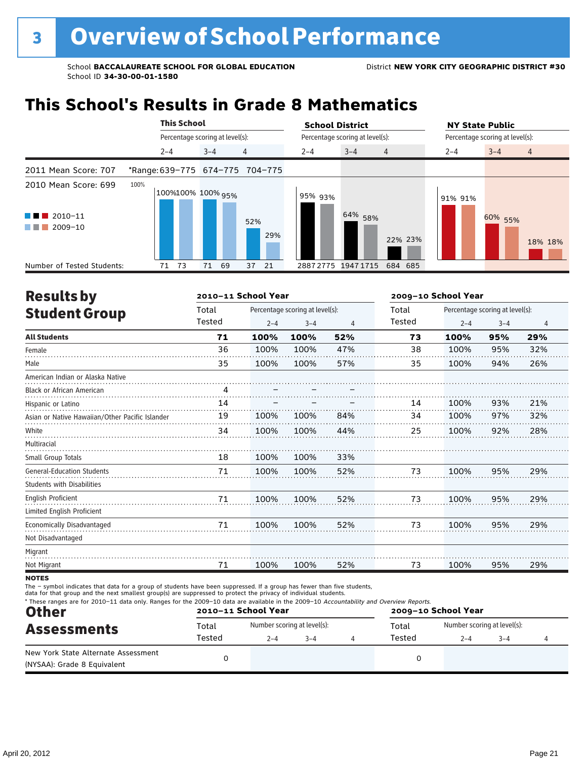# 3 Overview of School Performance

School **BACCALAUREATE SCHOOL FOR GLOBAL EDUCATION**
School ID **34-30-00-01-1580**

District **NEW YORK CITY GEOGRAPHIC DISTRICT #30**

## This School's Results in Grade 8 Mathematics

| | This School | | | School District | | | NY State Public | | |
|---|---|---|---|---|---|---|---|---|---|
| Percentage scoring at level(s): | 2–4 | 3–4 | 4 | 2–4 | 3–4 | 4 | 2–4 | 3–4 | 4 |
| 2011 Mean Score: 707 | *Range: 639–775 | 674–775 | 704–775 | | | | | | |
| 2010 Mean Score: 699 | | | | | | | | | |
| 2010–11 | 100% | 100% | 52% | 95% | 64% | 22% | 91% | 60% | 18% |
| 2009–10 | 100% | 95% | 29% | 93% | 58% | 23% | 91% | 55% | 18% |
| Number of Tested Students: 2010–11 | 71 | 71 | 37 | 2887 | 1947 | 684 | | | |
| Number of Tested Students: 2009–10 | 73 | 69 | 21 | 2775 | 1715 | 685 | | | |

## Results by Student Group

| | 2010–11 School Year | | | | 2009–10 School Year | | | |
|---|---|---|---|---|---|---|---|---|
| | Total Tested | Percentage scoring at level(s): 2–4 | 3–4 | 4 | Total Tested | Percentage scoring at level(s): 2–4 | 3–4 | 4 |
| **All Students** | **71** | **100%** | **100%** | **52%** | **73** | **100%** | **95%** | **29%** |
| Female | 36 | 100% | 100% | 47% | 38 | 100% | 95% | 32% |
| Male | 35 | 100% | 100% | 57% | 35 | 100% | 94% | 26% |
| American Indian or Alaska Native | | | | | | | | |
| Black or African American | 4 | – | – | – | | | | |
| Hispanic or Latino | 14 | – | – | – | 14 | 100% | 93% | 21% |
| Asian or Native Hawaiian/Other Pacific Islander | 19 | 100% | 100% | 84% | 34 | 100% | 97% | 32% |
| White | 34 | 100% | 100% | 44% | 25 | 100% | 92% | 28% |
| Multiracial | | | | | | | | |
| Small Group Totals | 18 | 100% | 100% | 33% | | | | |
| General-Education Students | 71 | 100% | 100% | 52% | 73 | 100% | 95% | 29% |
| Students with Disabilities | | | | | | | | |
| English Proficient | 71 | 100% | 100% | 52% | 73 | 100% | 95% | 29% |
| Limited English Proficient | | | | | | | | |
| Economically Disadvantaged | 71 | 100% | 100% | 52% | 73 | 100% | 95% | 29% |
| Not Disadvantaged | | | | | | | | |
| Migrant | | | | | | | | |
| Not Migrant | 71 | 100% | 100% | 52% | 73 | 100% | 95% | 29% |

**NOTES**

The – symbol indicates that data for a group of students have been suppressed. If a group has fewer than five students, data for that group and the next smallest group(s) are suppressed to protect the privacy of individual students.

* These ranges are for 2010–11 data only. Ranges for the 2009–10 data are available in the 2009–10 *Accountability and Overview Reports.*

## Other Assessments

| | 2010–11 School Year | | | | 2009–10 School Year | | | |
|---|---|---|---|---|---|---|---|---|
| | Total Tested | Number scoring at level(s): 2–4 | 3–4 | 4 | Total Tested | Number scoring at level(s): 2–4 | 3–4 | 4 |
| New York State Alternate Assessment (NYSAA): Grade 8 Equivalent | 0 | | | | 0 | | | |

April 20, 2012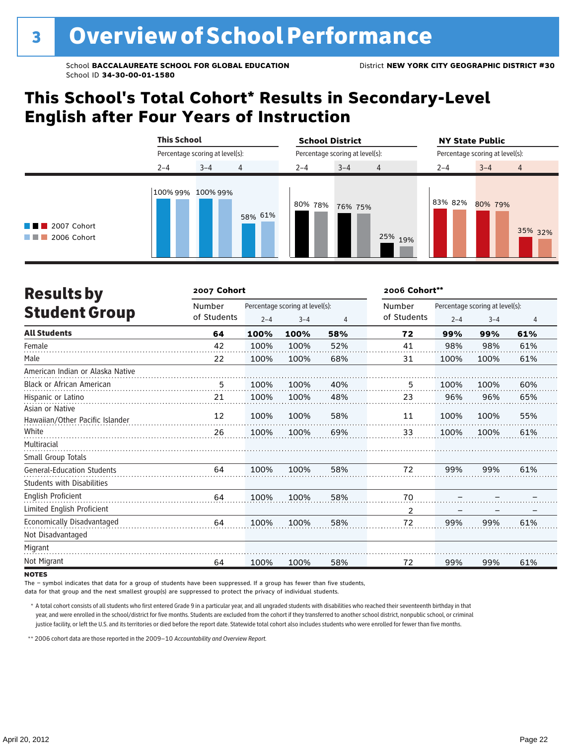# 3 Overview of School Performance

School **BACCALAUREATE SCHOOL FOR GLOBAL EDUCATION**
School ID **34-30-00-01-1580**

District **NEW YORK CITY GEOGRAPHIC DISTRICT #30**

## This School's Total Cohort* Results in Secondary-Level English after Four Years of Instruction

| | This School | | | School District | | | NY State Public | | |
|---|---|---|---|---|---|---|---|---|---|
| Percentage scoring at level(s): | 2–4 | 3–4 | 4 | 2–4 | 3–4 | 4 | 2–4 | 3–4 | 4 |
| 2007 Cohort | 100% | 100% | 58% | 80% | 76% | 25% | 83% | 80% | 35% |
| 2006 Cohort | 99% | 99% | 61% | 78% | 75% | 19% | 82% | 79% | 32% |

## Results by Student Group

| | 2007 Cohort | | | | 2006 Cohort** | | | |
|---|---|---|---|---|---|---|---|---|
| | Number of Students | Percentage scoring at level(s): 2–4 | 3–4 | 4 | Number of Students | Percentage scoring at level(s): 2–4 | 3–4 | 4 |
| **All Students** | **64** | **100%** | **100%** | **58%** | **72** | **99%** | **99%** | **61%** |
| Female | 42 | 100% | 100% | 52% | 41 | 98% | 98% | 61% |
| Male | 22 | 100% | 100% | 68% | 31 | 100% | 100% | 61% |
| American Indian or Alaska Native | | | | | | | | |
| Black or African American | 5 | 100% | 100% | 40% | 5 | 100% | 100% | 60% |
| Hispanic or Latino | 21 | 100% | 100% | 48% | 23 | 96% | 96% | 65% |
| Asian or Native Hawaiian/Other Pacific Islander | 12 | 100% | 100% | 58% | 11 | 100% | 100% | 55% |
| White | 26 | 100% | 100% | 69% | 33 | 100% | 100% | 61% |
| Multiracial | | | | | | | | |
| Small Group Totals | | | | | | | | |
| General-Education Students | 64 | 100% | 100% | 58% | 72 | 99% | 99% | 61% |
| Students with Disabilities | | | | | | | | |
| English Proficient | 64 | 100% | 100% | 58% | 70 | – | – | – |
| Limited English Proficient | | | | | 2 | – | – | – |
| Economically Disadvantaged | 64 | 100% | 100% | 58% | 72 | 99% | 99% | 61% |
| Not Disadvantaged | | | | | | | | |
| Migrant | | | | | | | | |
| Not Migrant | 64 | 100% | 100% | 58% | 72 | 99% | 99% | 61% |

**NOTES**

The – symbol indicates that data for a group of students have been suppressed. If a group has fewer than five students, data for that group and the next smallest group(s) are suppressed to protect the privacy of individual students.

\* A total cohort consists of all students who first entered Grade 9 in a particular year, and all ungraded students with disabilities who reached their seventeenth birthday in that year, and were enrolled in the school/district for five months. Students are excluded from the cohort if they transferred to another school district, nonpublic school, or criminal justice facility, or left the U.S. and its territories or died before the report date. Statewide total cohort also includes students who were enrolled for fewer than five months.

\*\* 2006 cohort data are those reported in the 2009–10 *Accountability and Overview Report*.

April 20, 2012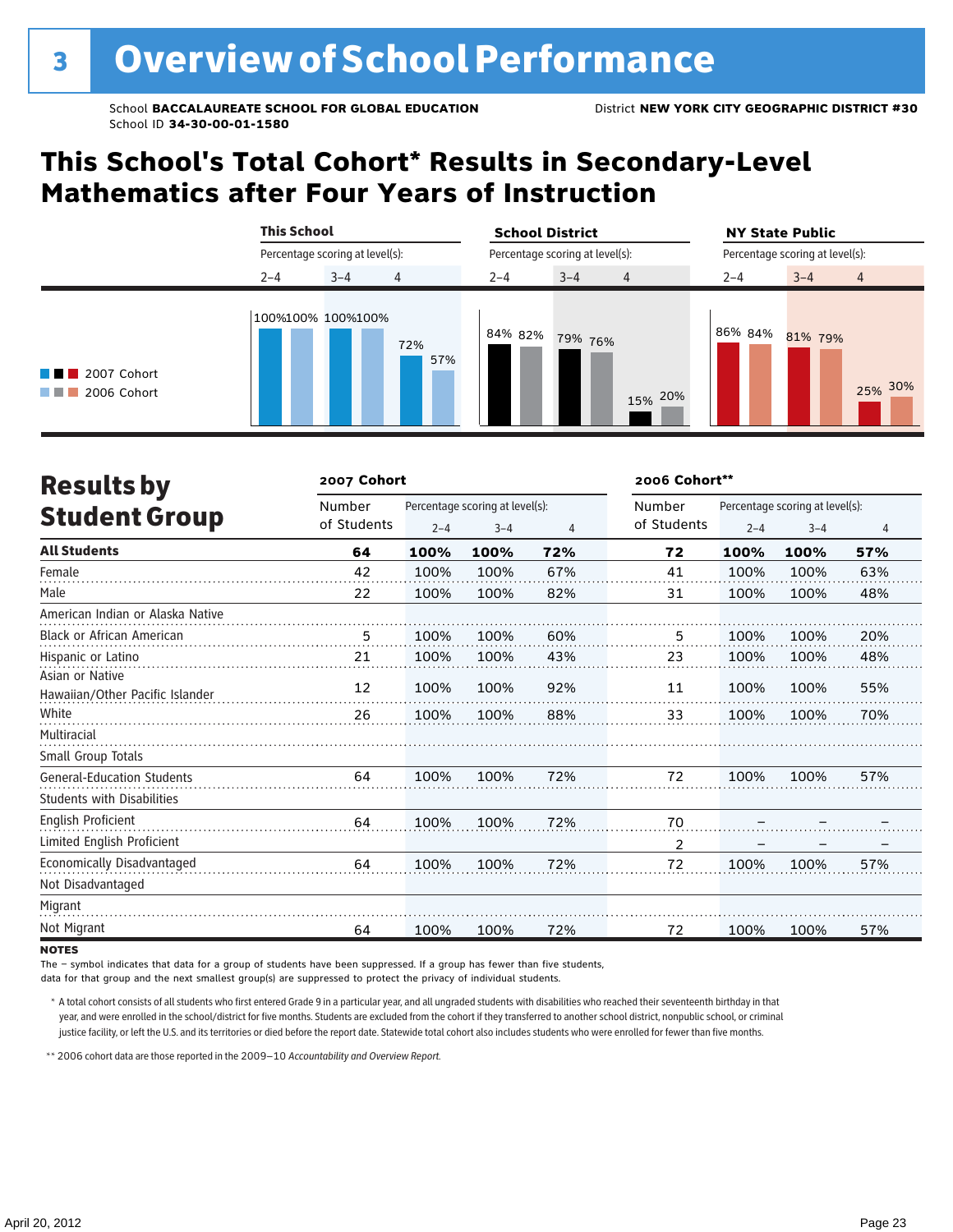# 3 Overview of School Performance

School **BACCALAUREATE SCHOOL FOR GLOBAL EDUCATION**
School ID **34-30-00-01-1580**
District **NEW YORK CITY GEOGRAPHIC DISTRICT #30**

## This School's Total Cohort* Results in Secondary-Level Mathematics after Four Years of Instruction

This School
Percentage scoring at level(s):
2–4 3–4 4
100% 100% 100% 100% 72% 57%

School District
Percentage scoring at level(s):
2–4 3–4 4
84% 82% 79% 76% 15% 20%

NY State Public
Percentage scoring at level(s):
2–4 3–4 4
86% 84% 81% 79% 25% 30%

2007 Cohort
2006 Cohort

## Results by Student Group

| | 2007 Cohort | | | | 2006 Cohort** | | | |
|---|---|---|---|---|---|---|---|---|
| | Number of Students | Percentage scoring at level(s): 2–4 | 3–4 | 4 | Number of Students | Percentage scoring at level(s): 2–4 | 3–4 | 4 |
| **All Students** | **64** | **100%** | **100%** | **72%** | **72** | **100%** | **100%** | **57%** |
| Female | 42 | 100% | 100% | 67% | 41 | 100% | 100% | 63% |
| Male | 22 | 100% | 100% | 82% | 31 | 100% | 100% | 48% |
| American Indian or Alaska Native | | | | | | | | |
| Black or African American | 5 | 100% | 100% | 60% | 5 | 100% | 100% | 20% |
| Hispanic or Latino | 21 | 100% | 100% | 43% | 23 | 100% | 100% | 48% |
| Asian or Native Hawaiian/Other Pacific Islander | 12 | 100% | 100% | 92% | 11 | 100% | 100% | 55% |
| White | 26 | 100% | 100% | 88% | 33 | 100% | 100% | 70% |
| Multiracial | | | | | | | | |
| Small Group Totals | | | | | | | | |
| General-Education Students | 64 | 100% | 100% | 72% | 72 | 100% | 100% | 57% |
| Students with Disabilities | | | | | | | | |
| English Proficient | 64 | 100% | 100% | 72% | 70 | – | – | – |
| Limited English Proficient | | | | | 2 | – | – | – |
| Economically Disadvantaged | 64 | 100% | 100% | 72% | 72 | 100% | 100% | 57% |
| Not Disadvantaged | | | | | | | | |
| Migrant | | | | | | | | |
| Not Migrant | 64 | 100% | 100% | 72% | 72 | 100% | 100% | 57% |

**NOTES**

The – symbol indicates that data for a group of students have been suppressed. If a group has fewer than five students, data for that group and the next smallest group(s) are suppressed to protect the privacy of individual students.

\* A total cohort consists of all students who first entered Grade 9 in a particular year, and all ungraded students with disabilities who reached their seventeenth birthday in that year, and were enrolled in the school/district for five months. Students are excluded from the cohort if they transferred to another school district, nonpublic school, or criminal justice facility, or left the U.S. and its territories or died before the report date. Statewide total cohort also includes students who were enrolled for fewer than five months.

\*\* 2006 cohort data are those reported in the 2009–10 *Accountability and Overview Report*.